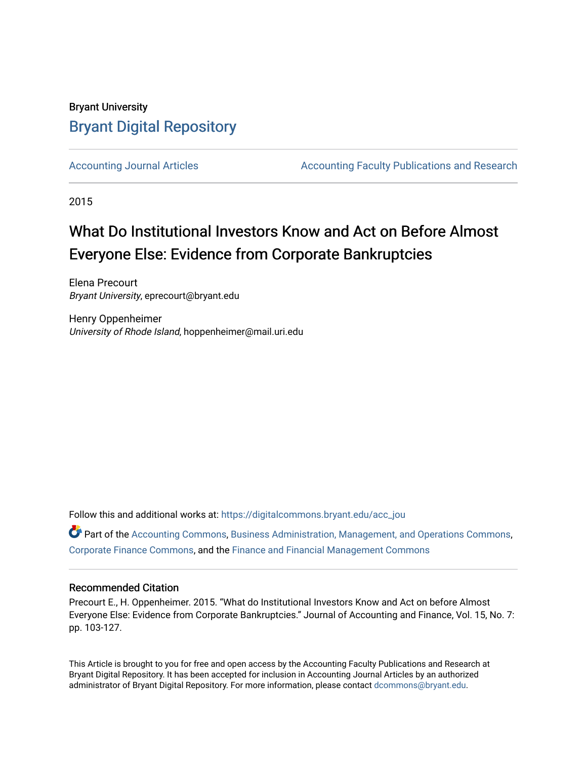Bryant University

# Bryant Digital Repository

Accounting Journal Articles | Accounting Faculty Publications and Research

2015

# What Do Institutional Investors Know and Act on Before Almost Everyone Else: Evidence from Corporate Bankruptcies

Elena Precourt
*Bryant University*, eprecourt@bryant.edu

Henry Oppenheimer
*University of Rhode Island*, hoppenheimer@mail.uri.edu

Follow this and additional works at: https://digitalcommons.bryant.edu/acc_jou

Part of the Accounting Commons, Business Administration, Management, and Operations Commons, Corporate Finance Commons, and the Finance and Financial Management Commons

## Recommended Citation

Precourt E., H. Oppenheimer. 2015. "What do Institutional Investors Know and Act on before Almost Everyone Else: Evidence from Corporate Bankruptcies." Journal of Accounting and Finance, Vol. 15, No. 7: pp. 103-127.

This Article is brought to you for free and open access by the Accounting Faculty Publications and Research at Bryant Digital Repository. It has been accepted for inclusion in Accounting Journal Articles by an authorized administrator of Bryant Digital Repository. For more information, please contact dcommons@bryant.edu.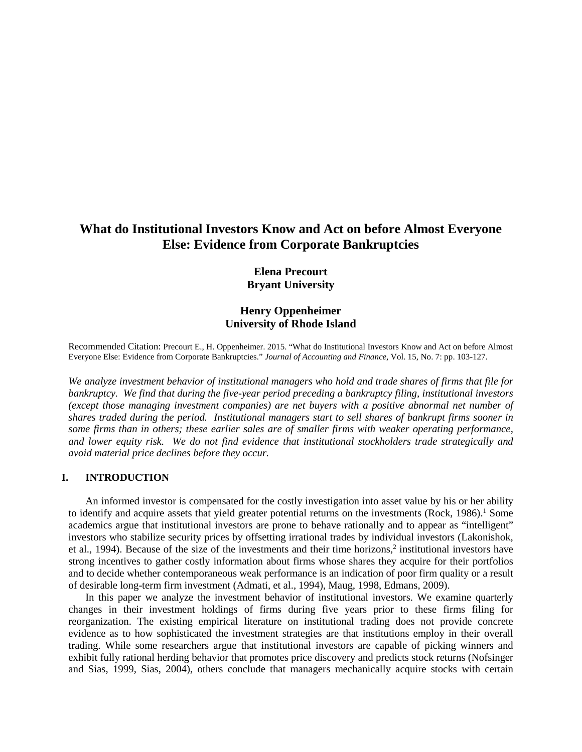# What do Institutional Investors Know and Act on before Almost Everyone Else: Evidence from Corporate Bankruptcies

**Elena Precourt**
**Bryant University**

**Henry Oppenheimer**
**University of Rhode Island**

Recommended Citation: Precourt E., H. Oppenheimer. 2015. "What do Institutional Investors Know and Act on before Almost Everyone Else: Evidence from Corporate Bankruptcies." *Journal of Accounting and Finance*, Vol. 15, No. 7: pp. 103-127.

*We analyze investment behavior of institutional managers who hold and trade shares of firms that file for bankruptcy. We find that during the five-year period preceding a bankruptcy filing, institutional investors (except those managing investment companies) are net buyers with a positive abnormal net number of shares traded during the period. Institutional managers start to sell shares of bankrupt firms sooner in some firms than in others; these earlier sales are of smaller firms with weaker operating performance, and lower equity risk. We do not find evidence that institutional stockholders trade strategically and avoid material price declines before they occur.*

## I. INTRODUCTION

An informed investor is compensated for the costly investigation into asset value by his or her ability to identify and acquire assets that yield greater potential returns on the investments (Rock, 1986).[1] Some academics argue that institutional investors are prone to behave rationally and to appear as "intelligent" investors who stabilize security prices by offsetting irrational trades by individual investors (Lakonishok, et al., 1994). Because of the size of the investments and their time horizons,[2] institutional investors have strong incentives to gather costly information about firms whose shares they acquire for their portfolios and to decide whether contemporaneous weak performance is an indication of poor firm quality or a result of desirable long-term firm investment (Admati, et al., 1994), Maug, 1998, Edmans, 2009).

In this paper we analyze the investment behavior of institutional investors. We examine quarterly changes in their investment holdings of firms during five years prior to these firms filing for reorganization. The existing empirical literature on institutional trading does not provide concrete evidence as to how sophisticated the investment strategies are that institutions employ in their overall trading. While some researchers argue that institutional investors are capable of picking winners and exhibit fully rational herding behavior that promotes price discovery and predicts stock returns (Nofsinger and Sias, 1999, Sias, 2004), others conclude that managers mechanically acquire stocks with certain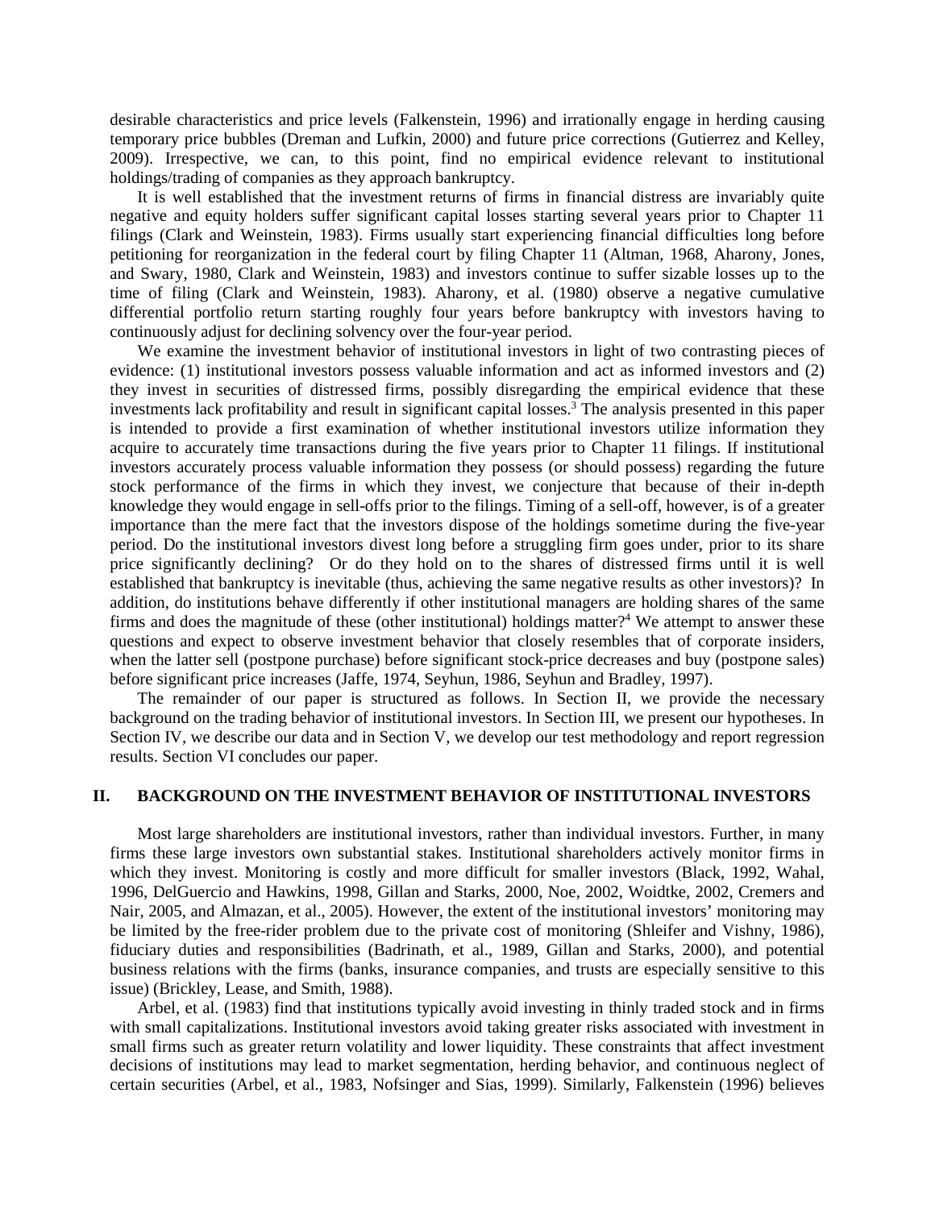desirable characteristics and price levels (Falkenstein, 1996) and irrationally engage in herding causing temporary price bubbles (Dreman and Lufkin, 2000) and future price corrections (Gutierrez and Kelley, 2009). Irrespective, we can, to this point, find no empirical evidence relevant to institutional holdings/trading of companies as they approach bankruptcy.

It is well established that the investment returns of firms in financial distress are invariably quite negative and equity holders suffer significant capital losses starting several years prior to Chapter 11 filings (Clark and Weinstein, 1983). Firms usually start experiencing financial difficulties long before petitioning for reorganization in the federal court by filing Chapter 11 (Altman, 1968, Aharony, Jones, and Swary, 1980, Clark and Weinstein, 1983) and investors continue to suffer sizable losses up to the time of filing (Clark and Weinstein, 1983). Aharony, et al. (1980) observe a negative cumulative differential portfolio return starting roughly four years before bankruptcy with investors having to continuously adjust for declining solvency over the four-year period.

We examine the investment behavior of institutional investors in light of two contrasting pieces of evidence: (1) institutional investors possess valuable information and act as informed investors and (2) they invest in securities of distressed firms, possibly disregarding the empirical evidence that these investments lack profitability and result in significant capital losses.[3] The analysis presented in this paper is intended to provide a first examination of whether institutional investors utilize information they acquire to accurately time transactions during the five years prior to Chapter 11 filings. If institutional investors accurately process valuable information they possess (or should possess) regarding the future stock performance of the firms in which they invest, we conjecture that because of their in-depth knowledge they would engage in sell-offs prior to the filings. Timing of a sell-off, however, is of a greater importance than the mere fact that the investors dispose of the holdings sometime during the five-year period. Do the institutional investors divest long before a struggling firm goes under, prior to its share price significantly declining? Or do they hold on to the shares of distressed firms until it is well established that bankruptcy is inevitable (thus, achieving the same negative results as other investors)? In addition, do institutions behave differently if other institutional managers are holding shares of the same firms and does the magnitude of these (other institutional) holdings matter?[4] We attempt to answer these questions and expect to observe investment behavior that closely resembles that of corporate insiders, when the latter sell (postpone purchase) before significant stock-price decreases and buy (postpone sales) before significant price increases (Jaffe, 1974, Seyhun, 1986, Seyhun and Bradley, 1997).

The remainder of our paper is structured as follows. In Section II, we provide the necessary background on the trading behavior of institutional investors. In Section III, we present our hypotheses. In Section IV, we describe our data and in Section V, we develop our test methodology and report regression results. Section VI concludes our paper.

## II. BACKGROUND ON THE INVESTMENT BEHAVIOR OF INSTITUTIONAL INVESTORS

Most large shareholders are institutional investors, rather than individual investors. Further, in many firms these large investors own substantial stakes. Institutional shareholders actively monitor firms in which they invest. Monitoring is costly and more difficult for smaller investors (Black, 1992, Wahal, 1996, DelGuercio and Hawkins, 1998, Gillan and Starks, 2000, Noe, 2002, Woidtke, 2002, Cremers and Nair, 2005, and Almazan, et al., 2005). However, the extent of the institutional investors' monitoring may be limited by the free-rider problem due to the private cost of monitoring (Shleifer and Vishny, 1986), fiduciary duties and responsibilities (Badrinath, et al., 1989, Gillan and Starks, 2000), and potential business relations with the firms (banks, insurance companies, and trusts are especially sensitive to this issue) (Brickley, Lease, and Smith, 1988).

Arbel, et al. (1983) find that institutions typically avoid investing in thinly traded stock and in firms with small capitalizations. Institutional investors avoid taking greater risks associated with investment in small firms such as greater return volatility and lower liquidity. These constraints that affect investment decisions of institutions may lead to market segmentation, herding behavior, and continuous neglect of certain securities (Arbel, et al., 1983, Nofsinger and Sias, 1999). Similarly, Falkenstein (1996) believes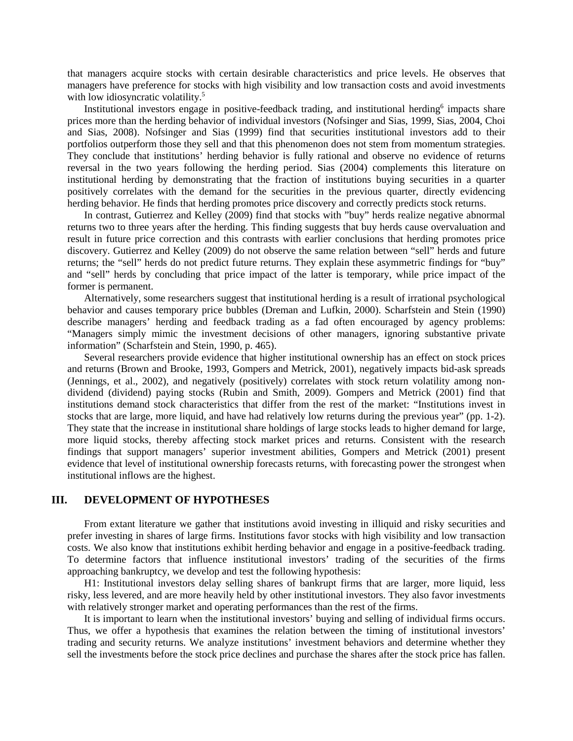that managers acquire stocks with certain desirable characteristics and price levels. He observes that managers have preference for stocks with high visibility and low transaction costs and avoid investments with low idiosyncratic volatility.[5]

Institutional investors engage in positive-feedback trading, and institutional herding[6] impacts share prices more than the herding behavior of individual investors (Nofsinger and Sias, 1999, Sias, 2004, Choi and Sias, 2008). Nofsinger and Sias (1999) find that securities institutional investors add to their portfolios outperform those they sell and that this phenomenon does not stem from momentum strategies. They conclude that institutions' herding behavior is fully rational and observe no evidence of returns reversal in the two years following the herding period. Sias (2004) complements this literature on institutional herding by demonstrating that the fraction of institutions buying securities in a quarter positively correlates with the demand for the securities in the previous quarter, directly evidencing herding behavior. He finds that herding promotes price discovery and correctly predicts stock returns.

In contrast, Gutierrez and Kelley (2009) find that stocks with "buy" herds realize negative abnormal returns two to three years after the herding. This finding suggests that buy herds cause overvaluation and result in future price correction and this contrasts with earlier conclusions that herding promotes price discovery. Gutierrez and Kelley (2009) do not observe the same relation between "sell" herds and future returns; the "sell" herds do not predict future returns. They explain these asymmetric findings for "buy" and "sell" herds by concluding that price impact of the latter is temporary, while price impact of the former is permanent.

Alternatively, some researchers suggest that institutional herding is a result of irrational psychological behavior and causes temporary price bubbles (Dreman and Lufkin, 2000). Scharfstein and Stein (1990) describe managers' herding and feedback trading as a fad often encouraged by agency problems: "Managers simply mimic the investment decisions of other managers, ignoring substantive private information" (Scharfstein and Stein, 1990, p. 465).

Several researchers provide evidence that higher institutional ownership has an effect on stock prices and returns (Brown and Brooke, 1993, Gompers and Metrick, 2001), negatively impacts bid-ask spreads (Jennings, et al., 2002), and negatively (positively) correlates with stock return volatility among non-dividend (dividend) paying stocks (Rubin and Smith, 2009). Gompers and Metrick (2001) find that institutions demand stock characteristics that differ from the rest of the market: "Institutions invest in stocks that are large, more liquid, and have had relatively low returns during the previous year" (pp. 1-2). They state that the increase in institutional share holdings of large stocks leads to higher demand for large, more liquid stocks, thereby affecting stock market prices and returns. Consistent with the research findings that support managers' superior investment abilities, Gompers and Metrick (2001) present evidence that level of institutional ownership forecasts returns, with forecasting power the strongest when institutional inflows are the highest.

## III. DEVELOPMENT OF HYPOTHESES

From extant literature we gather that institutions avoid investing in illiquid and risky securities and prefer investing in shares of large firms. Institutions favor stocks with high visibility and low transaction costs. We also know that institutions exhibit herding behavior and engage in a positive-feedback trading. To determine factors that influence institutional investors' trading of the securities of the firms approaching bankruptcy, we develop and test the following hypothesis:

H1: Institutional investors delay selling shares of bankrupt firms that are larger, more liquid, less risky, less levered, and are more heavily held by other institutional investors. They also favor investments with relatively stronger market and operating performances than the rest of the firms.

It is important to learn when the institutional investors' buying and selling of individual firms occurs. Thus, we offer a hypothesis that examines the relation between the timing of institutional investors' trading and security returns. We analyze institutions' investment behaviors and determine whether they sell the investments before the stock price declines and purchase the shares after the stock price has fallen.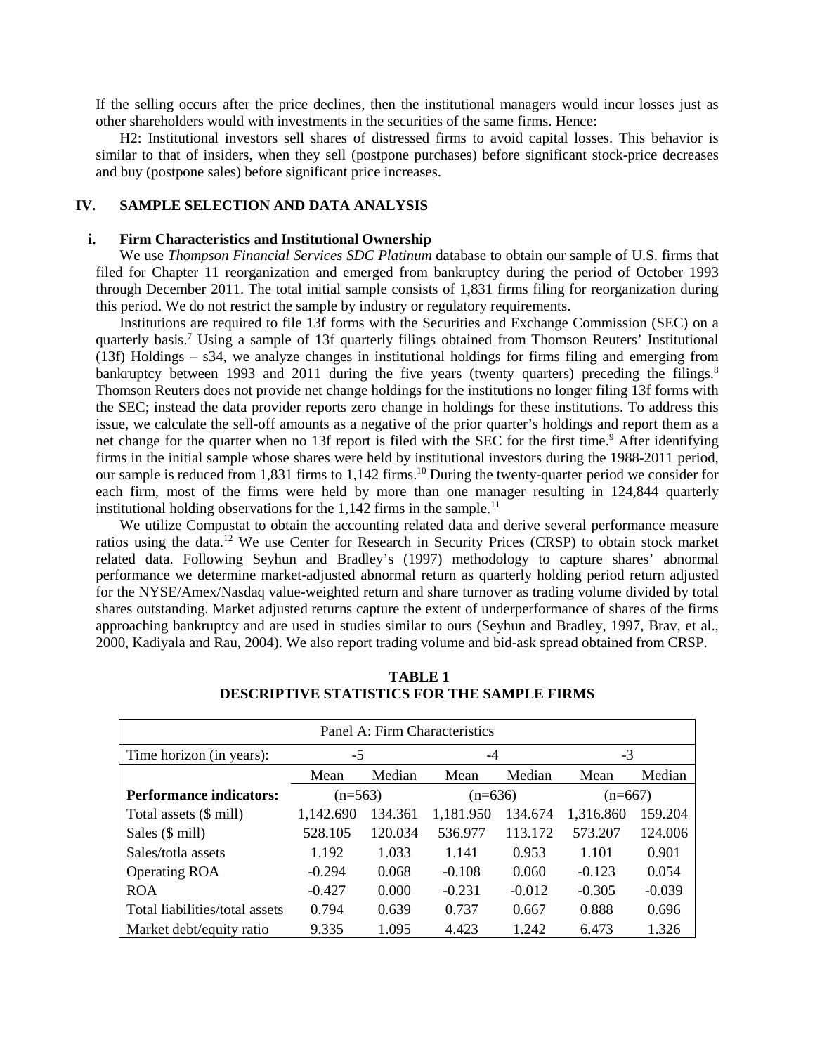If the selling occurs after the price declines, then the institutional managers would incur losses just as other shareholders would with investments in the securities of the same firms. Hence:

H2: Institutional investors sell shares of distressed firms to avoid capital losses. This behavior is similar to that of insiders, when they sell (postpone purchases) before significant stock-price decreases and buy (postpone sales) before significant price increases.

## IV. SAMPLE SELECTION AND DATA ANALYSIS

### i. Firm Characteristics and Institutional Ownership

We use *Thompson Financial Services SDC Platinum* database to obtain our sample of U.S. firms that filed for Chapter 11 reorganization and emerged from bankruptcy during the period of October 1993 through December 2011. The total initial sample consists of 1,831 firms filing for reorganization during this period. We do not restrict the sample by industry or regulatory requirements.

Institutions are required to file 13f forms with the Securities and Exchange Commission (SEC) on a quarterly basis.[7] Using a sample of 13f quarterly filings obtained from Thomson Reuters' Institutional (13f) Holdings – s34, we analyze changes in institutional holdings for firms filing and emerging from bankruptcy between 1993 and 2011 during the five years (twenty quarters) preceding the filings.[8] Thomson Reuters does not provide net change holdings for the institutions no longer filing 13f forms with the SEC; instead the data provider reports zero change in holdings for these institutions. To address this issue, we calculate the sell-off amounts as a negative of the prior quarter's holdings and report them as a net change for the quarter when no 13f report is filed with the SEC for the first time.[9] After identifying firms in the initial sample whose shares were held by institutional investors during the 1988-2011 period, our sample is reduced from 1,831 firms to 1,142 firms.[10] During the twenty-quarter period we consider for each firm, most of the firms were held by more than one manager resulting in 124,844 quarterly institutional holding observations for the 1,142 firms in the sample.[11]

We utilize Compustat to obtain the accounting related data and derive several performance measure ratios using the data.[12] We use Center for Research in Security Prices (CRSP) to obtain stock market related data. Following Seyhun and Bradley's (1997) methodology to capture shares' abnormal performance we determine market-adjusted abnormal return as quarterly holding period return adjusted for the NYSE/Amex/Nasdaq value-weighted return and share turnover as trading volume divided by total shares outstanding. Market adjusted returns capture the extent of underperformance of shares of the firms approaching bankruptcy and are used in studies similar to ours (Seyhun and Bradley, 1997, Brav, et al., 2000, Kadiyala and Rau, 2004). We also report trading volume and bid-ask spread obtained from CRSP.

**TABLE 1**
**DESCRIPTIVE STATISTICS FOR THE SAMPLE FIRMS**

| Panel A: Firm Characteristics | | | | | | |
|---|---|---|---|---|---|---|
| Time horizon (in years): | -5 | | -4 | | -3 | |
| | Mean | Median | Mean | Median | Mean | Median |
| **Performance indicators:** | (n=563) | | (n=636) | | (n=667) | |
| Total assets ($ mill) | 1,142.690 | 134.361 | 1,181.950 | 134.674 | 1,316.860 | 159.204 |
| Sales ($ mill) | 528.105 | 120.034 | 536.977 | 113.172 | 573.207 | 124.006 |
| Sales/totla assets | 1.192 | 1.033 | 1.141 | 0.953 | 1.101 | 0.901 |
| Operating ROA | -0.294 | 0.068 | -0.108 | 0.060 | -0.123 | 0.054 |
| ROA | -0.427 | 0.000 | -0.231 | -0.012 | -0.305 | -0.039 |
| Total liabilities/total assets | 0.794 | 0.639 | 0.737 | 0.667 | 0.888 | 0.696 |
| Market debt/equity ratio | 9.335 | 1.095 | 4.423 | 1.242 | 6.473 | 1.326 |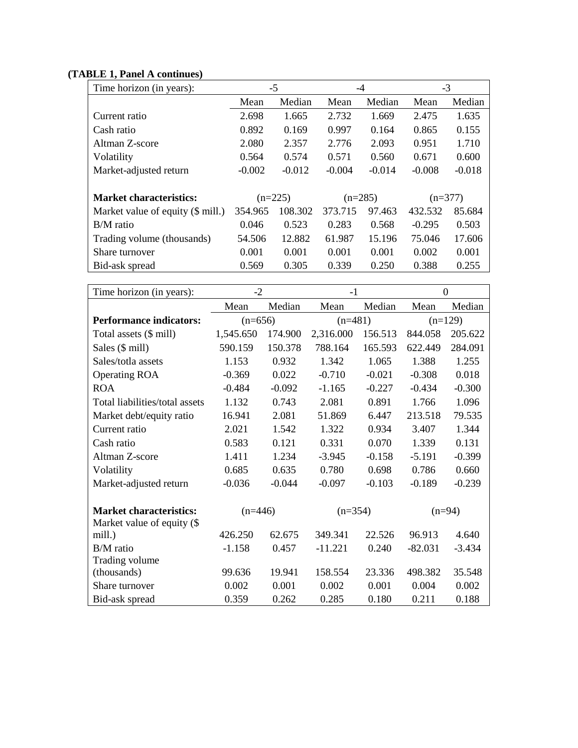**(TABLE 1, Panel A continues)**

| Time horizon (in years): | -5 | | -4 | | -3 | |
|---|---|---|---|---|---|---|
| | Mean | Median | Mean | Median | Mean | Median |
| Current ratio | 2.698 | 1.665 | 2.732 | 1.669 | 2.475 | 1.635 |
| Cash ratio | 0.892 | 0.169 | 0.997 | 0.164 | 0.865 | 0.155 |
| Altman Z-score | 2.080 | 2.357 | 2.776 | 2.093 | 0.951 | 1.710 |
| Volatility | 0.564 | 0.574 | 0.571 | 0.560 | 0.671 | 0.600 |
| Market-adjusted return | -0.002 | -0.012 | -0.004 | -0.014 | -0.008 | -0.018 |
| | | | | | | |
| **Market characteristics:** | (n=225) | | (n=285) | | (n=377) | |
| Market value of equity ($ mill.) | 354.965 | 108.302 | 373.715 | 97.463 | 432.532 | 85.684 |
| B/M ratio | 0.046 | 0.523 | 0.283 | 0.568 | -0.295 | 0.503 |
| Trading volume (thousands) | 54.506 | 12.882 | 61.987 | 15.196 | 75.046 | 17.606 |
| Share turnover | 0.001 | 0.001 | 0.001 | 0.001 | 0.002 | 0.001 |
| Bid-ask spread | 0.569 | 0.305 | 0.339 | 0.250 | 0.388 | 0.255 |

| Time horizon (in years): | -2 | | -1 | | 0 | |
|---|---|---|---|---|---|---|
| | Mean | Median | Mean | Median | Mean | Median |
| **Performance indicators:** | (n=656) | | (n=481) | | (n=129) | |
| Total assets ($ mill) | 1,545.650 | 174.900 | 2,316.000 | 156.513 | 844.058 | 205.622 |
| Sales ($ mill) | 590.159 | 150.378 | 788.164 | 165.593 | 622.449 | 284.091 |
| Sales/totla assets | 1.153 | 0.932 | 1.342 | 1.065 | 1.388 | 1.255 |
| Operating ROA | -0.369 | 0.022 | -0.710 | -0.021 | -0.308 | 0.018 |
| ROA | -0.484 | -0.092 | -1.165 | -0.227 | -0.434 | -0.300 |
| Total liabilities/total assets | 1.132 | 0.743 | 2.081 | 0.891 | 1.766 | 1.096 |
| Market debt/equity ratio | 16.941 | 2.081 | 51.869 | 6.447 | 213.518 | 79.535 |
| Current ratio | 2.021 | 1.542 | 1.322 | 0.934 | 3.407 | 1.344 |
| Cash ratio | 0.583 | 0.121 | 0.331 | 0.070 | 1.339 | 0.131 |
| Altman Z-score | 1.411 | 1.234 | -3.945 | -0.158 | -5.191 | -0.399 |
| Volatility | 0.685 | 0.635 | 0.780 | 0.698 | 0.786 | 0.660 |
| Market-adjusted return | -0.036 | -0.044 | -0.097 | -0.103 | -0.189 | -0.239 |
| | | | | | | |
| **Market characteristics:** | (n=446) | | (n=354) | | (n=94) | |
| Market value of equity ($ mill.) | 426.250 | 62.675 | 349.341 | 22.526 | 96.913 | 4.640 |
| B/M ratio | -1.158 | 0.457 | -11.221 | 0.240 | -82.031 | -3.434 |
| Trading volume (thousands) | 99.636 | 19.941 | 158.554 | 23.336 | 498.382 | 35.548 |
| Share turnover | 0.002 | 0.001 | 0.002 | 0.001 | 0.004 | 0.002 |
| Bid-ask spread | 0.359 | 0.262 | 0.285 | 0.180 | 0.211 | 0.188 |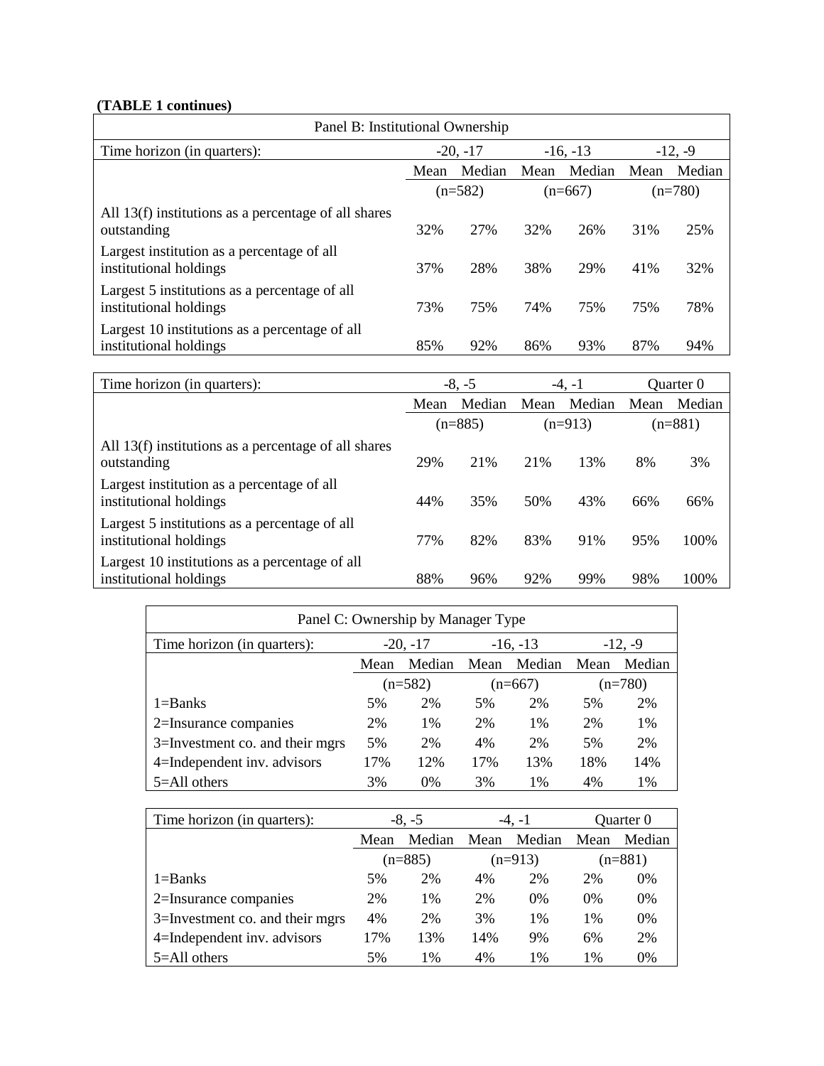**(TABLE 1 continues)**

| Panel B: Institutional Ownership | | | | | | |
|---|---|---|---|---|---|---|
| Time horizon (in quarters): | -20, -17 | | -16, -13 | | -12, -9 | |
| | Mean | Median | Mean | Median | Mean | Median |
| | (n=582) | | (n=667) | | (n=780) | |
| All 13(f) institutions as a percentage of all shares outstanding | 32% | 27% | 32% | 26% | 31% | 25% |
| Largest institution as a percentage of all institutional holdings | 37% | 28% | 38% | 29% | 41% | 32% |
| Largest 5 institutions as a percentage of all institutional holdings | 73% | 75% | 74% | 75% | 75% | 78% |
| Largest 10 institutions as a percentage of all institutional holdings | 85% | 92% | 86% | 93% | 87% | 94% |

| Time horizon (in quarters): | -8, -5 | | -4, -1 | | Quarter 0 | |
|---|---|---|---|---|---|---|
| | Mean | Median | Mean | Median | Mean | Median |
| | (n=885) | | (n=913) | | (n=881) | |
| All 13(f) institutions as a percentage of all shares outstanding | 29% | 21% | 21% | 13% | 8% | 3% |
| Largest institution as a percentage of all institutional holdings | 44% | 35% | 50% | 43% | 66% | 66% |
| Largest 5 institutions as a percentage of all institutional holdings | 77% | 82% | 83% | 91% | 95% | 100% |
| Largest 10 institutions as a percentage of all institutional holdings | 88% | 96% | 92% | 99% | 98% | 100% |

| Panel C: Ownership by Manager Type | | | | | | |
|---|---|---|---|---|---|---|
| Time horizon (in quarters): | -20, -17 | | -16, -13 | | -12, -9 | |
| | Mean | Median | Mean | Median | Mean | Median |
| | (n=582) | | (n=667) | | (n=780) | |
| 1=Banks | 5% | 2% | 5% | 2% | 5% | 2% |
| 2=Insurance companies | 2% | 1% | 2% | 1% | 2% | 1% |
| 3=Investment co. and their mgrs | 5% | 2% | 4% | 2% | 5% | 2% |
| 4=Independent inv. advisors | 17% | 12% | 17% | 13% | 18% | 14% |
| 5=All others | 3% | 0% | 3% | 1% | 4% | 1% |

| Time horizon (in quarters): | -8, -5 | | -4, -1 | | Quarter 0 | |
|---|---|---|---|---|---|---|
| | Mean | Median | Mean | Median | Mean | Median |
| | (n=885) | | (n=913) | | (n=881) | |
| 1=Banks | 5% | 2% | 4% | 2% | 2% | 0% |
| 2=Insurance companies | 2% | 1% | 2% | 0% | 0% | 0% |
| 3=Investment co. and their mgrs | 4% | 2% | 3% | 1% | 1% | 0% |
| 4=Independent inv. advisors | 17% | 13% | 14% | 9% | 6% | 2% |
| 5=All others | 5% | 1% | 4% | 1% | 1% | 0% |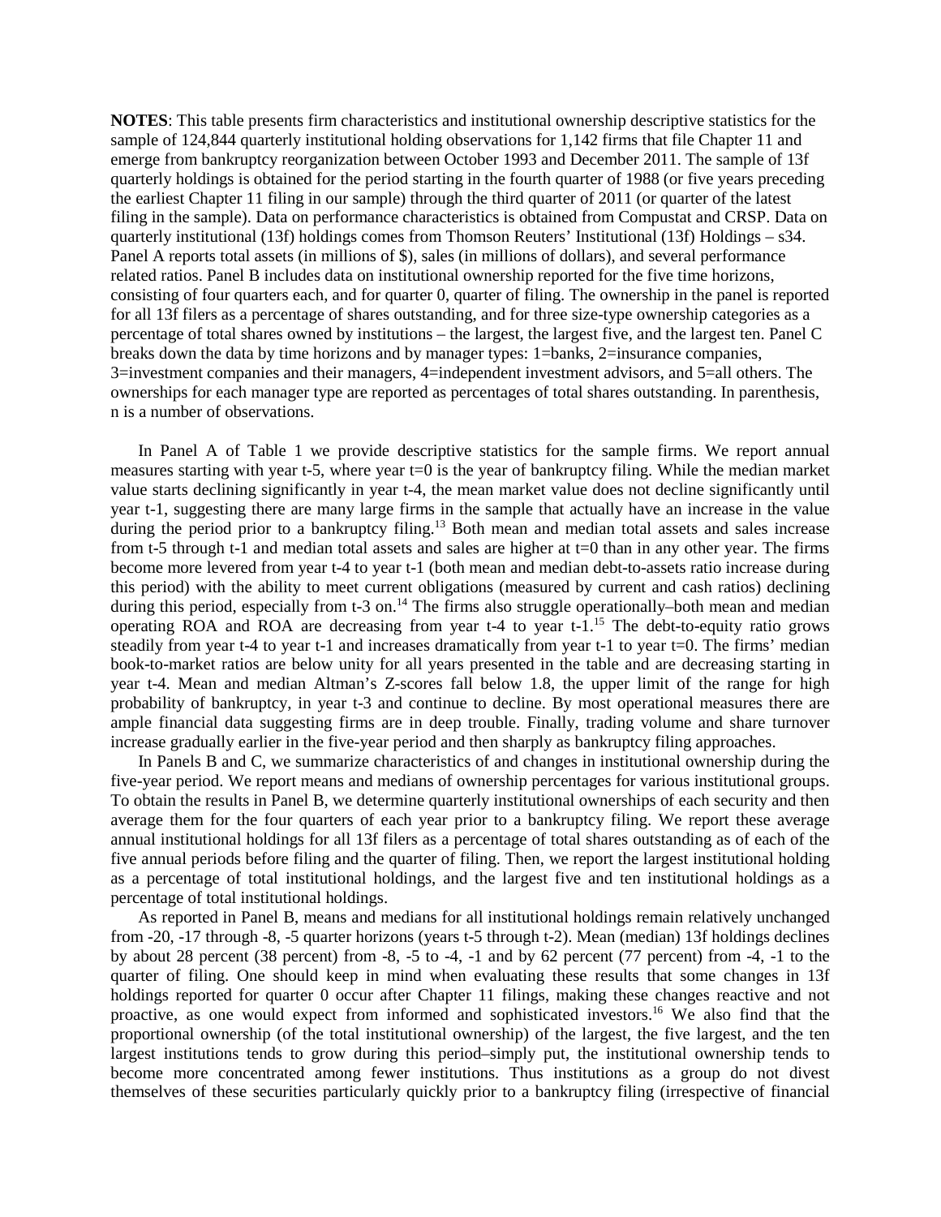**NOTES**: This table presents firm characteristics and institutional ownership descriptive statistics for the sample of 124,844 quarterly institutional holding observations for 1,142 firms that file Chapter 11 and emerge from bankruptcy reorganization between October 1993 and December 2011. The sample of 13f quarterly holdings is obtained for the period starting in the fourth quarter of 1988 (or five years preceding the earliest Chapter 11 filing in our sample) through the third quarter of 2011 (or quarter of the latest filing in the sample). Data on performance characteristics is obtained from Compustat and CRSP. Data on quarterly institutional (13f) holdings comes from Thomson Reuters' Institutional (13f) Holdings – s34. Panel A reports total assets (in millions of $), sales (in millions of dollars), and several performance related ratios. Panel B includes data on institutional ownership reported for the five time horizons, consisting of four quarters each, and for quarter 0, quarter of filing. The ownership in the panel is reported for all 13f filers as a percentage of shares outstanding, and for three size-type ownership categories as a percentage of total shares owned by institutions – the largest, the largest five, and the largest ten. Panel C breaks down the data by time horizons and by manager types: 1=banks, 2=insurance companies, 3=investment companies and their managers, 4=independent investment advisors, and 5=all others. The ownerships for each manager type are reported as percentages of total shares outstanding. In parenthesis, n is a number of observations.

In Panel A of Table 1 we provide descriptive statistics for the sample firms. We report annual measures starting with year t-5, where year t=0 is the year of bankruptcy filing. While the median market value starts declining significantly in year t-4, the mean market value does not decline significantly until year t-1, suggesting there are many large firms in the sample that actually have an increase in the value during the period prior to a bankruptcy filing.[13] Both mean and median total assets and sales increase from t-5 through t-1 and median total assets and sales are higher at t=0 than in any other year. The firms become more levered from year t-4 to year t-1 (both mean and median debt-to-assets ratio increase during this period) with the ability to meet current obligations (measured by current and cash ratios) declining during this period, especially from t-3 on.[14] The firms also struggle operationally–both mean and median operating ROA and ROA are decreasing from year t-4 to year t-1.[15] The debt-to-equity ratio grows steadily from year t-4 to year t-1 and increases dramatically from year t-1 to year t=0. The firms' median book-to-market ratios are below unity for all years presented in the table and are decreasing starting in year t-4. Mean and median Altman's Z-scores fall below 1.8, the upper limit of the range for high probability of bankruptcy, in year t-3 and continue to decline. By most operational measures there are ample financial data suggesting firms are in deep trouble. Finally, trading volume and share turnover increase gradually earlier in the five-year period and then sharply as bankruptcy filing approaches.

In Panels B and C, we summarize characteristics of and changes in institutional ownership during the five-year period. We report means and medians of ownership percentages for various institutional groups. To obtain the results in Panel B, we determine quarterly institutional ownerships of each security and then average them for the four quarters of each year prior to a bankruptcy filing. We report these average annual institutional holdings for all 13f filers as a percentage of total shares outstanding as of each of the five annual periods before filing and the quarter of filing. Then, we report the largest institutional holding as a percentage of total institutional holdings, and the largest five and ten institutional holdings as a percentage of total institutional holdings.

As reported in Panel B, means and medians for all institutional holdings remain relatively unchanged from -20, -17 through -8, -5 quarter horizons (years t-5 through t-2). Mean (median) 13f holdings declines by about 28 percent (38 percent) from -8, -5 to -4, -1 and by 62 percent (77 percent) from -4, -1 to the quarter of filing. One should keep in mind when evaluating these results that some changes in 13f holdings reported for quarter 0 occur after Chapter 11 filings, making these changes reactive and not proactive, as one would expect from informed and sophisticated investors.[16] We also find that the proportional ownership (of the total institutional ownership) of the largest, the five largest, and the ten largest institutions tends to grow during this period–simply put, the institutional ownership tends to become more concentrated among fewer institutions. Thus institutions as a group do not divest themselves of these securities particularly quickly prior to a bankruptcy filing (irrespective of financial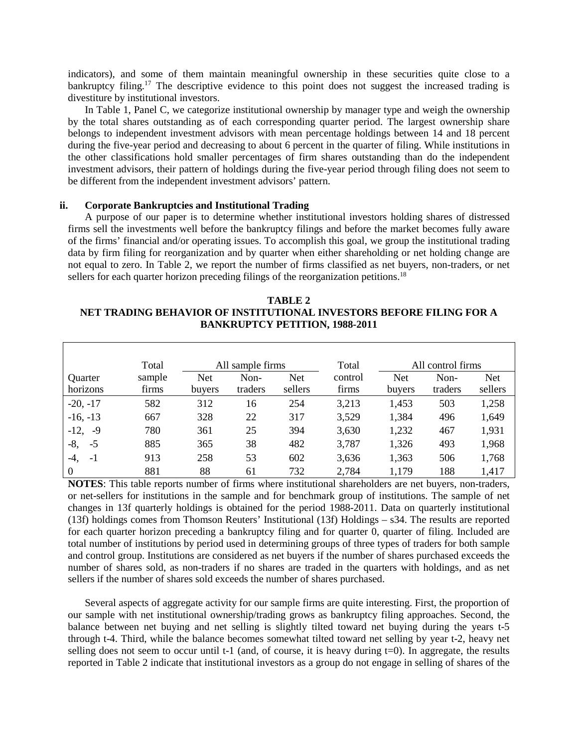indicators), and some of them maintain meaningful ownership in these securities quite close to a bankruptcy filing.[17] The descriptive evidence to this point does not suggest the increased trading is divestiture by institutional investors.

In Table 1, Panel C, we categorize institutional ownership by manager type and weigh the ownership by the total shares outstanding as of each corresponding quarter period. The largest ownership share belongs to independent investment advisors with mean percentage holdings between 14 and 18 percent during the five-year period and decreasing to about 6 percent in the quarter of filing. While institutions in the other classifications hold smaller percentages of firm shares outstanding than do the independent investment advisors, their pattern of holdings during the five-year period through filing does not seem to be different from the independent investment advisors' pattern.

### ii. Corporate Bankruptcies and Institutional Trading

A purpose of our paper is to determine whether institutional investors holding shares of distressed firms sell the investments well before the bankruptcy filings and before the market becomes fully aware of the firms' financial and/or operating issues. To accomplish this goal, we group the institutional trading data by firm filing for reorganization and by quarter when either shareholding or net holding change are not equal to zero. In Table 2, we report the number of firms classified as net buyers, non-traders, or net sellers for each quarter horizon preceding filings of the reorganization petitions.[18]

**TABLE 2**
**NET TRADING BEHAVIOR OF INSTITUTIONAL INVESTORS BEFORE FILING FOR A BANKRUPTCY PETITION, 1988-2011**

| Quarter horizons | Total sample firms | All sample firms | | | Total control firms | All control firms | | |
|---|---|---|---|---|---|---|---|---|
| | | Net buyers | Non-traders | Net sellers | | Net buyers | Non-traders | Net sellers |
| -20, -17 | 582 | 312 | 16 | 254 | 3,213 | 1,453 | 503 | 1,258 |
| -16, -13 | 667 | 328 | 22 | 317 | 3,529 | 1,384 | 496 | 1,649 |
| -12, -9 | 780 | 361 | 25 | 394 | 3,630 | 1,232 | 467 | 1,931 |
| -8, -5 | 885 | 365 | 38 | 482 | 3,787 | 1,326 | 493 | 1,968 |
| -4, -1 | 913 | 258 | 53 | 602 | 3,636 | 1,363 | 506 | 1,768 |
| 0 | 881 | 88 | 61 | 732 | 2,784 | 1,179 | 188 | 1,417 |

**NOTES**: This table reports number of firms where institutional shareholders are net buyers, non-traders, or net-sellers for institutions in the sample and for benchmark group of institutions. The sample of net changes in 13f quarterly holdings is obtained for the period 1988-2011. Data on quarterly institutional (13f) holdings comes from Thomson Reuters' Institutional (13f) Holdings – s34. The results are reported for each quarter horizon preceding a bankruptcy filing and for quarter 0, quarter of filing. Included are total number of institutions by period used in determining groups of three types of traders for both sample and control group. Institutions are considered as net buyers if the number of shares purchased exceeds the number of shares sold, as non-traders if no shares are traded in the quarters with holdings, and as net sellers if the number of shares sold exceeds the number of shares purchased.

Several aspects of aggregate activity for our sample firms are quite interesting. First, the proportion of our sample with net institutional ownership/trading grows as bankruptcy filing approaches. Second, the balance between net buying and net selling is slightly tilted toward net buying during the years t-5 through t-4. Third, while the balance becomes somewhat tilted toward net selling by year t-2, heavy net selling does not seem to occur until t-1 (and, of course, it is heavy during t=0). In aggregate, the results reported in Table 2 indicate that institutional investors as a group do not engage in selling of shares of the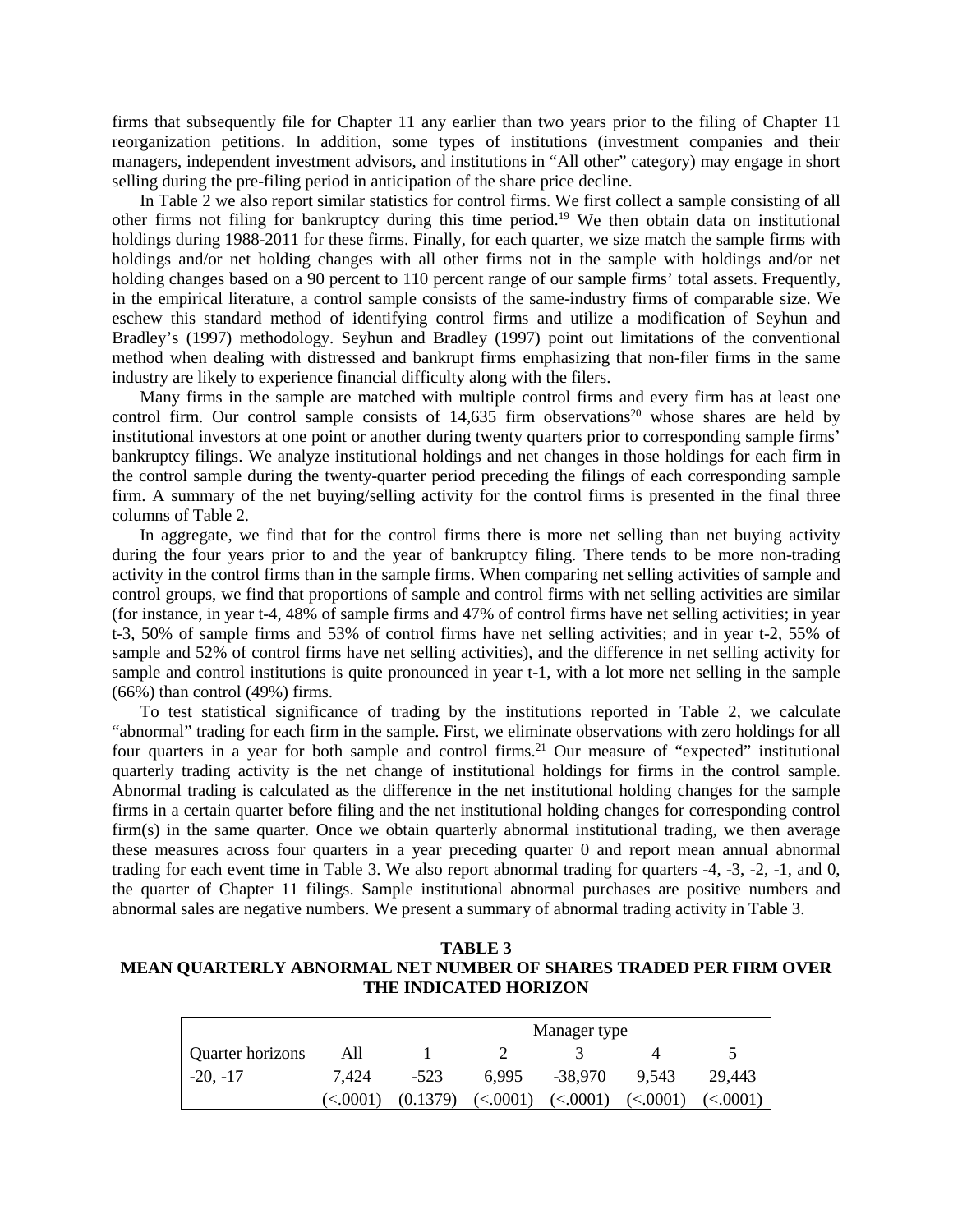firms that subsequently file for Chapter 11 any earlier than two years prior to the filing of Chapter 11 reorganization petitions. In addition, some types of institutions (investment companies and their managers, independent investment advisors, and institutions in "All other" category) may engage in short selling during the pre-filing period in anticipation of the share price decline.

In Table 2 we also report similar statistics for control firms. We first collect a sample consisting of all other firms not filing for bankruptcy during this time period.[19] We then obtain data on institutional holdings during 1988-2011 for these firms. Finally, for each quarter, we size match the sample firms with holdings and/or net holding changes with all other firms not in the sample with holdings and/or net holding changes based on a 90 percent to 110 percent range of our sample firms' total assets. Frequently, in the empirical literature, a control sample consists of the same-industry firms of comparable size. We eschew this standard method of identifying control firms and utilize a modification of Seyhun and Bradley's (1997) methodology. Seyhun and Bradley (1997) point out limitations of the conventional method when dealing with distressed and bankrupt firms emphasizing that non-filer firms in the same industry are likely to experience financial difficulty along with the filers.

Many firms in the sample are matched with multiple control firms and every firm has at least one control firm. Our control sample consists of 14,635 firm observations[20] whose shares are held by institutional investors at one point or another during twenty quarters prior to corresponding sample firms' bankruptcy filings. We analyze institutional holdings and net changes in those holdings for each firm in the control sample during the twenty-quarter period preceding the filings of each corresponding sample firm. A summary of the net buying/selling activity for the control firms is presented in the final three columns of Table 2.

In aggregate, we find that for the control firms there is more net selling than net buying activity during the four years prior to and the year of bankruptcy filing. There tends to be more non-trading activity in the control firms than in the sample firms. When comparing net selling activities of sample and control groups, we find that proportions of sample and control firms with net selling activities are similar (for instance, in year t-4, 48% of sample firms and 47% of control firms have net selling activities; in year t-3, 50% of sample firms and 53% of control firms have net selling activities; and in year t-2, 55% of sample and 52% of control firms have net selling activities), and the difference in net selling activity for sample and control institutions is quite pronounced in year t-1, with a lot more net selling in the sample (66%) than control (49%) firms.

To test statistical significance of trading by the institutions reported in Table 2, we calculate "abnormal" trading for each firm in the sample. First, we eliminate observations with zero holdings for all four quarters in a year for both sample and control firms.[21] Our measure of "expected" institutional quarterly trading activity is the net change of institutional holdings for firms in the control sample. Abnormal trading is calculated as the difference in the net institutional holding changes for the sample firms in a certain quarter before filing and the net institutional holding changes for corresponding control firm(s) in the same quarter. Once we obtain quarterly abnormal institutional trading, we then average these measures across four quarters in a year preceding quarter 0 and report mean annual abnormal trading for each event time in Table 3. We also report abnormal trading for quarters -4, -3, -2, -1, and 0, the quarter of Chapter 11 filings. Sample institutional abnormal purchases are positive numbers and abnormal sales are negative numbers. We present a summary of abnormal trading activity in Table 3.

**TABLE 3**
**MEAN QUARTERLY ABNORMAL NET NUMBER OF SHARES TRADED PER FIRM OVER THE INDICATED HORIZON**

| | | Manager type | | | | |
|---|---|---|---|---|---|---|
| Quarter horizons | All | 1 | 2 | 3 | 4 | 5 |
| -20, -17 | 7,424 | -523 | 6,995 | -38,970 | 9,543 | 29,443 |
| | (<.0001) | (0.1379) | (<.0001) | (<.0001) | (<.0001) | (<.0001) |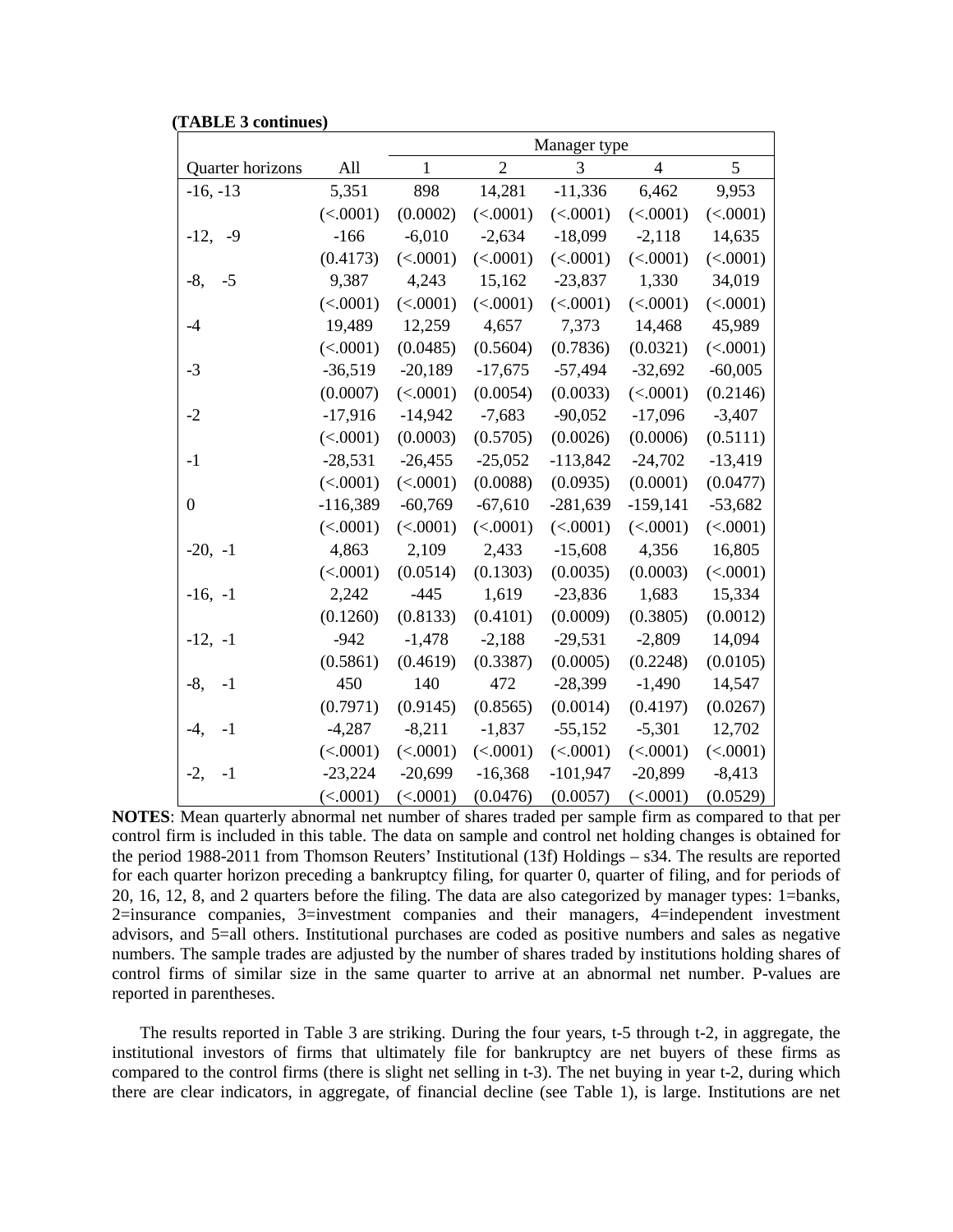**(TABLE 3 continues)**

| | | Manager type | | | | |
|---|---|---|---|---|---|---|
| Quarter horizons | All | 1 | 2 | 3 | 4 | 5 |
| -16, -13 | 5,351 | 898 | 14,281 | -11,336 | 6,462 | 9,953 |
| | (<.0001) | (0.0002) | (<.0001) | (<.0001) | (<.0001) | (<.0001) |
| -12, -9 | -166 | -6,010 | -2,634 | -18,099 | -2,118 | 14,635 |
| | (0.4173) | (<.0001) | (<.0001) | (<.0001) | (<.0001) | (<.0001) |
| -8, -5 | 9,387 | 4,243 | 15,162 | -23,837 | 1,330 | 34,019 |
| | (<.0001) | (<.0001) | (<.0001) | (<.0001) | (<.0001) | (<.0001) |
| -4 | 19,489 | 12,259 | 4,657 | 7,373 | 14,468 | 45,989 |
| | (<.0001) | (0.0485) | (0.5604) | (0.7836) | (0.0321) | (<.0001) |
| -3 | -36,519 | -20,189 | -17,675 | -57,494 | -32,692 | -60,005 |
| | (0.0007) | (<.0001) | (0.0054) | (0.0033) | (<.0001) | (0.2146) |
| -2 | -17,916 | -14,942 | -7,683 | -90,052 | -17,096 | -3,407 |
| | (<.0001) | (0.0003) | (0.5705) | (0.0026) | (0.0006) | (0.5111) |
| -1 | -28,531 | -26,455 | -25,052 | -113,842 | -24,702 | -13,419 |
| | (<.0001) | (<.0001) | (0.0088) | (0.0935) | (0.0001) | (0.0477) |
| 0 | -116,389 | -60,769 | -67,610 | -281,639 | -159,141 | -53,682 |
| | (<.0001) | (<.0001) | (<.0001) | (<.0001) | (<.0001) | (<.0001) |
| -20, -1 | 4,863 | 2,109 | 2,433 | -15,608 | 4,356 | 16,805 |
| | (<.0001) | (0.0514) | (0.1303) | (0.0035) | (0.0003) | (<.0001) |
| -16, -1 | 2,242 | -445 | 1,619 | -23,836 | 1,683 | 15,334 |
| | (0.1260) | (0.8133) | (0.4101) | (0.0009) | (0.3805) | (0.0012) |
| -12, -1 | -942 | -1,478 | -2,188 | -29,531 | -2,809 | 14,094 |
| | (0.5861) | (0.4619) | (0.3387) | (0.0005) | (0.2248) | (0.0105) |
| -8, -1 | 450 | 140 | 472 | -28,399 | -1,490 | 14,547 |
| | (0.7971) | (0.9145) | (0.8565) | (0.0014) | (0.4197) | (0.0267) |
| -4, -1 | -4,287 | -8,211 | -1,837 | -55,152 | -5,301 | 12,702 |
| | (<.0001) | (<.0001) | (<.0001) | (<.0001) | (<.0001) | (<.0001) |
| -2, -1 | -23,224 | -20,699 | -16,368 | -101,947 | -20,899 | -8,413 |
| | (<.0001) | (<.0001) | (0.0476) | (0.0057) | (<.0001) | (0.0529) |

**NOTES**: Mean quarterly abnormal net number of shares traded per sample firm as compared to that per control firm is included in this table. The data on sample and control net holding changes is obtained for the period 1988-2011 from Thomson Reuters' Institutional (13f) Holdings – s34. The results are reported for each quarter horizon preceding a bankruptcy filing, for quarter 0, quarter of filing, and for periods of 20, 16, 12, 8, and 2 quarters before the filing. The data are also categorized by manager types: 1=banks, 2=insurance companies, 3=investment companies and their managers, 4=independent investment advisors, and 5=all others. Institutional purchases are coded as positive numbers and sales as negative numbers. The sample trades are adjusted by the number of shares traded by institutions holding shares of control firms of similar size in the same quarter to arrive at an abnormal net number. P-values are reported in parentheses.

The results reported in Table 3 are striking. During the four years, t-5 through t-2, in aggregate, the institutional investors of firms that ultimately file for bankruptcy are net buyers of these firms as compared to the control firms (there is slight net selling in t-3). The net buying in year t-2, during which there are clear indicators, in aggregate, of financial decline (see Table 1), is large. Institutions are net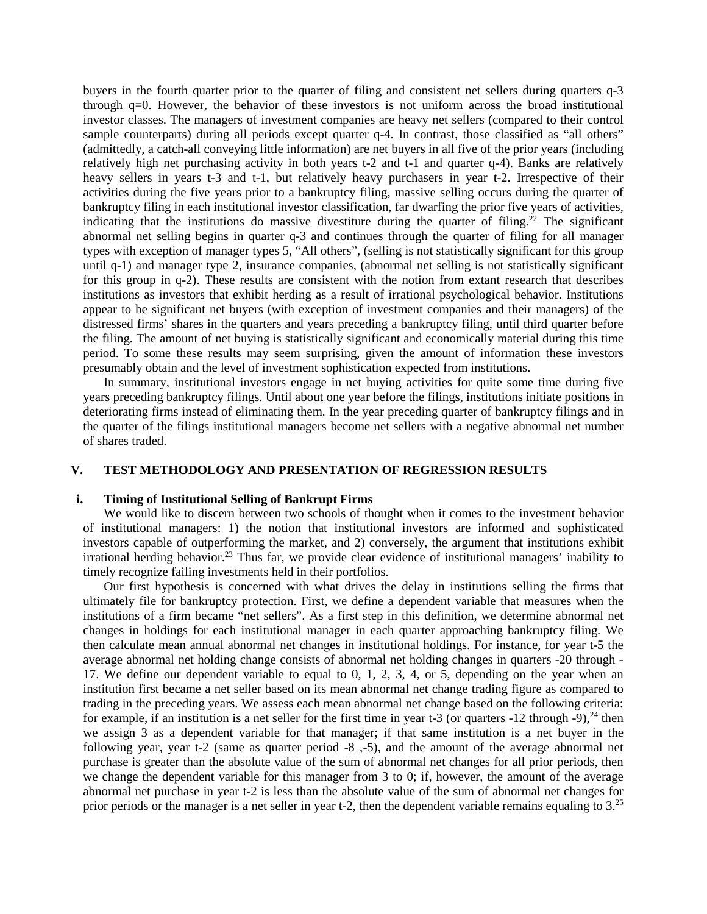buyers in the fourth quarter prior to the quarter of filing and consistent net sellers during quarters q-3 through q=0. However, the behavior of these investors is not uniform across the broad institutional investor classes. The managers of investment companies are heavy net sellers (compared to their control sample counterparts) during all periods except quarter q-4. In contrast, those classified as "all others" (admittedly, a catch-all conveying little information) are net buyers in all five of the prior years (including relatively high net purchasing activity in both years t-2 and t-1 and quarter q-4). Banks are relatively heavy sellers in years t-3 and t-1, but relatively heavy purchasers in year t-2. Irrespective of their activities during the five years prior to a bankruptcy filing, massive selling occurs during the quarter of bankruptcy filing in each institutional investor classification, far dwarfing the prior five years of activities, indicating that the institutions do massive divestiture during the quarter of filing.[22] The significant abnormal net selling begins in quarter q-3 and continues through the quarter of filing for all manager types with exception of manager types 5, "All others", (selling is not statistically significant for this group until q-1) and manager type 2, insurance companies, (abnormal net selling is not statistically significant for this group in q-2). These results are consistent with the notion from extant research that describes institutions as investors that exhibit herding as a result of irrational psychological behavior. Institutions appear to be significant net buyers (with exception of investment companies and their managers) of the distressed firms' shares in the quarters and years preceding a bankruptcy filing, until third quarter before the filing. The amount of net buying is statistically significant and economically material during this time period. To some these results may seem surprising, given the amount of information these investors presumably obtain and the level of investment sophistication expected from institutions.

In summary, institutional investors engage in net buying activities for quite some time during five years preceding bankruptcy filings. Until about one year before the filings, institutions initiate positions in deteriorating firms instead of eliminating them. In the year preceding quarter of bankruptcy filings and in the quarter of the filings institutional managers become net sellers with a negative abnormal net number of shares traded.

## V. TEST METHODOLOGY AND PRESENTATION OF REGRESSION RESULTS

### i. Timing of Institutional Selling of Bankrupt Firms

We would like to discern between two schools of thought when it comes to the investment behavior of institutional managers: 1) the notion that institutional investors are informed and sophisticated investors capable of outperforming the market, and 2) conversely, the argument that institutions exhibit irrational herding behavior.[23] Thus far, we provide clear evidence of institutional managers' inability to timely recognize failing investments held in their portfolios.

Our first hypothesis is concerned with what drives the delay in institutions selling the firms that ultimately file for bankruptcy protection. First, we define a dependent variable that measures when the institutions of a firm became "net sellers". As a first step in this definition, we determine abnormal net changes in holdings for each institutional manager in each quarter approaching bankruptcy filing. We then calculate mean annual abnormal net changes in institutional holdings. For instance, for year t-5 the average abnormal net holding change consists of abnormal net holding changes in quarters -20 through -17. We define our dependent variable to equal to 0, 1, 2, 3, 4, or 5, depending on the year when an institution first became a net seller based on its mean abnormal net change trading figure as compared to trading in the preceding years. We assess each mean abnormal net change based on the following criteria: for example, if an institution is a net seller for the first time in year t-3 (or quarters -12 through -9),[24] then we assign 3 as a dependent variable for that manager; if that same institution is a net buyer in the following year, year t-2 (same as quarter period -8 ,-5), and the amount of the average abnormal net purchase is greater than the absolute value of the sum of abnormal net changes for all prior periods, then we change the dependent variable for this manager from 3 to 0; if, however, the amount of the average abnormal net purchase in year t-2 is less than the absolute value of the sum of abnormal net changes for prior periods or the manager is a net seller in year t-2, then the dependent variable remains equaling to 3.[25]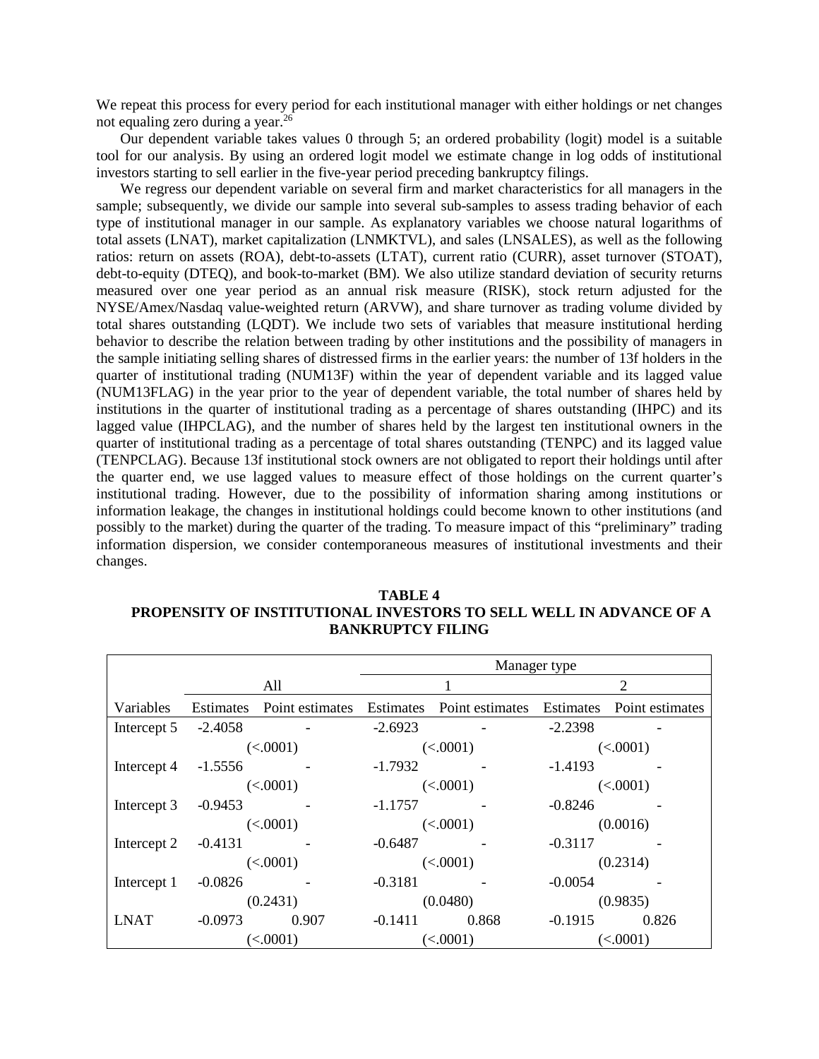We repeat this process for every period for each institutional manager with either holdings or net changes not equaling zero during a year.[26]

Our dependent variable takes values 0 through 5; an ordered probability (logit) model is a suitable tool for our analysis. By using an ordered logit model we estimate change in log odds of institutional investors starting to sell earlier in the five-year period preceding bankruptcy filings.

We regress our dependent variable on several firm and market characteristics for all managers in the sample; subsequently, we divide our sample into several sub-samples to assess trading behavior of each type of institutional manager in our sample. As explanatory variables we choose natural logarithms of total assets (LNAT), market capitalization (LNMKTVL), and sales (LNSALES), as well as the following ratios: return on assets (ROA), debt-to-assets (LTAT), current ratio (CURR), asset turnover (STOAT), debt-to-equity (DTEQ), and book-to-market (BM). We also utilize standard deviation of security returns measured over one year period as an annual risk measure (RISK), stock return adjusted for the NYSE/Amex/Nasdaq value-weighted return (ARVW), and share turnover as trading volume divided by total shares outstanding (LQDT). We include two sets of variables that measure institutional herding behavior to describe the relation between trading by other institutions and the possibility of managers in the sample initiating selling shares of distressed firms in the earlier years: the number of 13f holders in the quarter of institutional trading (NUM13F) within the year of dependent variable and its lagged value (NUM13FLAG) in the year prior to the year of dependent variable, the total number of shares held by institutions in the quarter of institutional trading as a percentage of shares outstanding (IHPC) and its lagged value (IHPCLAG), and the number of shares held by the largest ten institutional owners in the quarter of institutional trading as a percentage of total shares outstanding (TENPC) and its lagged value (TENPCLAG). Because 13f institutional stock owners are not obligated to report their holdings until after the quarter end, we use lagged values to measure effect of those holdings on the current quarter's institutional trading. However, due to the possibility of information sharing among institutions or information leakage, the changes in institutional holdings could become known to other institutions (and possibly to the market) during the quarter of the trading. To measure impact of this "preliminary" trading information dispersion, we consider contemporaneous measures of institutional investments and their changes.

**TABLE 4**
**PROPENSITY OF INSTITUTIONAL INVESTORS TO SELL WELL IN ADVANCE OF A BANKRUPTCY FILING**

| | | | Manager type | | | |
|---|---|---|---|---|---|---|
| | All | | 1 | | 2 | |
| Variables | Estimates | Point estimates | Estimates | Point estimates | Estimates | Point estimates |
| Intercept 5 | -2.4058 | - | -2.6923 | - | -2.2398 | - |
| | (<.0001) | | (<.0001) | | (<.0001) | |
| Intercept 4 | -1.5556 | - | -1.7932 | - | -1.4193 | - |
| | (<.0001) | | (<.0001) | | (<.0001) | |
| Intercept 3 | -0.9453 | - | -1.1757 | - | -0.8246 | - |
| | (<.0001) | | (<.0001) | | (0.0016) | |
| Intercept 2 | -0.4131 | - | -0.6487 | - | -0.3117 | - |
| | (<.0001) | | (<.0001) | | (0.2314) | |
| Intercept 1 | -0.0826 | - | -0.3181 | - | -0.0054 | - |
| | (0.2431) | | (0.0480) | | (0.9835) | |
| LNAT | -0.0973 | 0.907 | -0.1411 | 0.868 | -0.1915 | 0.826 |
| | (<.0001) | | (<.0001) | | (<.0001) | |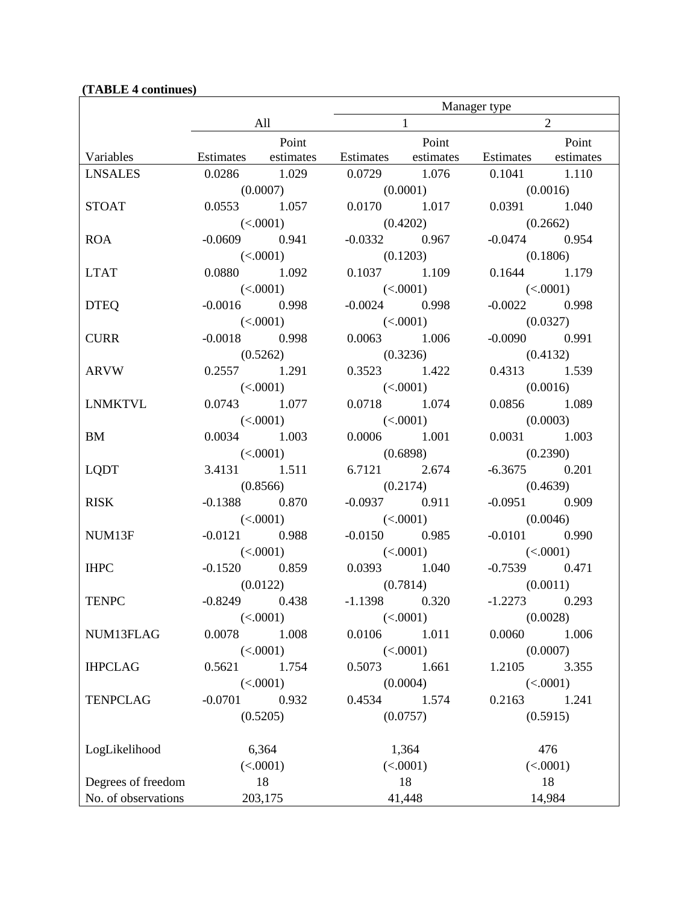**(TABLE 4 continues)**

| | | | Manager type | | | |
|---|---|---|---|---|---|---|
| | All | | 1 | | 2 | |
| Variables | Estimates | Point estimates | Estimates | Point estimates | Estimates | Point estimates |
| LNSALES | 0.0286 | 1.029 | 0.0729 | 1.076 | 0.1041 | 1.110 |
| | (0.0007) | | (0.0001) | | (0.0016) | |
| STOAT | 0.0553 | 1.057 | 0.0170 | 1.017 | 0.0391 | 1.040 |
| | (<.0001) | | (0.4202) | | (0.2662) | |
| ROA | -0.0609 | 0.941 | -0.0332 | 0.967 | -0.0474 | 0.954 |
| | (<.0001) | | (0.1203) | | (0.1806) | |
| LTAT | 0.0880 | 1.092 | 0.1037 | 1.109 | 0.1644 | 1.179 |
| | (<.0001) | | (<.0001) | | (<.0001) | |
| DTEQ | -0.0016 | 0.998 | -0.0024 | 0.998 | -0.0022 | 0.998 |
| | (<.0001) | | (<.0001) | | (0.0327) | |
| CURR | -0.0018 | 0.998 | 0.0063 | 1.006 | -0.0090 | 0.991 |
| | (0.5262) | | (0.3236) | | (0.4132) | |
| ARVW | 0.2557 | 1.291 | 0.3523 | 1.422 | 0.4313 | 1.539 |
| | (<.0001) | | (<.0001) | | (0.0016) | |
| LNMKTVL | 0.0743 | 1.077 | 0.0718 | 1.074 | 0.0856 | 1.089 |
| | (<.0001) | | (<.0001) | | (0.0003) | |
| BM | 0.0034 | 1.003 | 0.0006 | 1.001 | 0.0031 | 1.003 |
| | (<.0001) | | (0.6898) | | (0.2390) | |
| LQDT | 3.4131 | 1.511 | 6.7121 | 2.674 | -6.3675 | 0.201 |
| | (0.8566) | | (0.2174) | | (0.4639) | |
| RISK | -0.1388 | 0.870 | -0.0937 | 0.911 | -0.0951 | 0.909 |
| | (<.0001) | | (<.0001) | | (0.0046) | |
| NUM13F | -0.0121 | 0.988 | -0.0150 | 0.985 | -0.0101 | 0.990 |
| | (<.0001) | | (<.0001) | | (<.0001) | |
| IHPC | -0.1520 | 0.859 | 0.0393 | 1.040 | -0.7539 | 0.471 |
| | (0.0122) | | (0.7814) | | (0.0011) | |
| TENPC | -0.8249 | 0.438 | -1.1398 | 0.320 | -1.2273 | 0.293 |
| | (<.0001) | | (<.0001) | | (0.0028) | |
| NUM13FLAG | 0.0078 | 1.008 | 0.0106 | 1.011 | 0.0060 | 1.006 |
| | (<.0001) | | (<.0001) | | (0.0007) | |
| IHPCLAG | 0.5621 | 1.754 | 0.5073 | 1.661 | 1.2105 | 3.355 |
| | (<.0001) | | (0.0004) | | (<.0001) | |
| TENPCLAG | -0.0701 | 0.932 | 0.4534 | 1.574 | 0.2163 | 1.241 |
| | (0.5205) | | (0.0757) | | (0.5915) | |
| LogLikelihood | 6,364 | | 1,364 | | 476 | |
| | (<.0001) | | (<.0001) | | (<.0001) | |
| Degrees of freedom | 18 | | 18 | | 18 | |
| No. of observations | 203,175 | | 41,448 | | 14,984 | |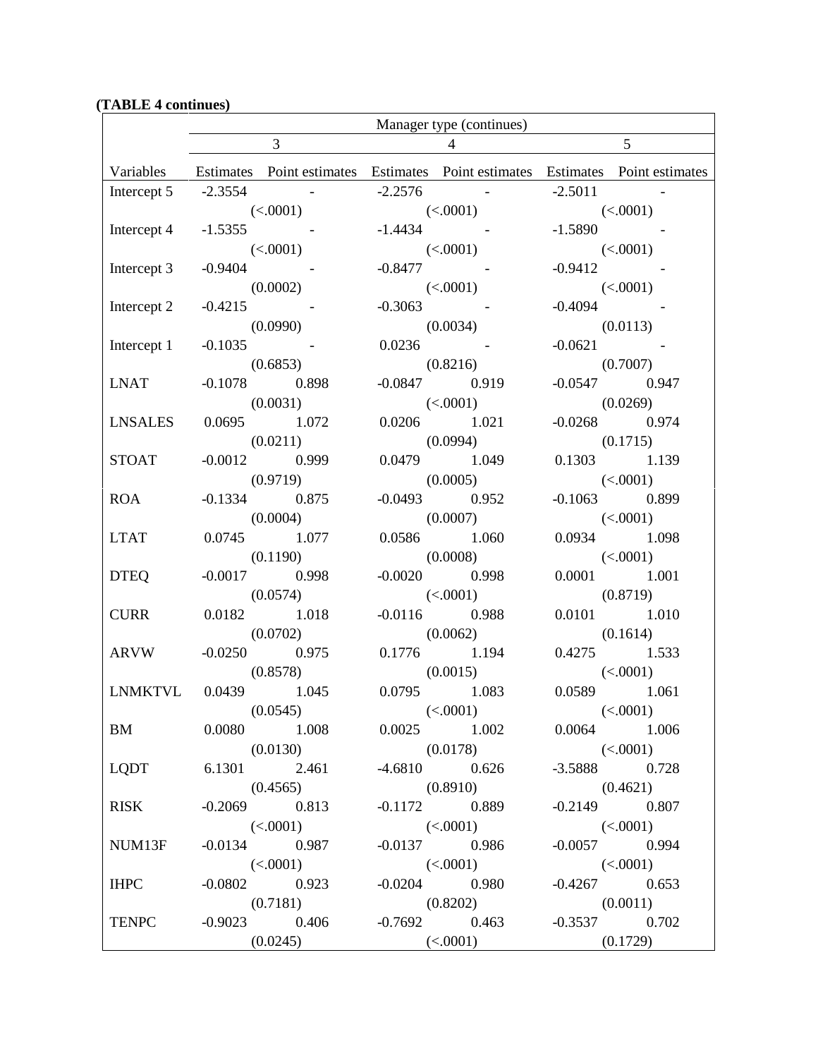**(TABLE 4 continues)**

| | Manager type (continues) | | | | | |
|---|---|---|---|---|---|---|
| | 3 | | 4 | | 5 | |
| Variables | Estimates | Point estimates | Estimates | Point estimates | Estimates | Point estimates |
| Intercept 5 | -2.3554 | - | -2.2576 | - | -2.5011 | - |
| | (<.0001) | | (<.0001) | | (<.0001) | |
| Intercept 4 | -1.5355 | - | -1.4434 | - | -1.5890 | - |
| | (<.0001) | | (<.0001) | | (<.0001) | |
| Intercept 3 | -0.9404 | - | -0.8477 | - | -0.9412 | - |
| | (0.0002) | | (<.0001) | | (<.0001) | |
| Intercept 2 | -0.4215 | - | -0.3063 | - | -0.4094 | - |
| | (0.0990) | | (0.0034) | | (0.0113) | |
| Intercept 1 | -0.1035 | - | 0.0236 | - | -0.0621 | - |
| | (0.6853) | | (0.8216) | | (0.7007) | |
| LNAT | -0.1078 | 0.898 | -0.0847 | 0.919 | -0.0547 | 0.947 |
| | (0.0031) | | (<.0001) | | (0.0269) | |
| LNSALES | 0.0695 | 1.072 | 0.0206 | 1.021 | -0.0268 | 0.974 |
| | (0.0211) | | (0.0994) | | (0.1715) | |
| STOAT | -0.0012 | 0.999 | 0.0479 | 1.049 | 0.1303 | 1.139 |
| | (0.9719) | | (0.0005) | | (<.0001) | |
| ROA | -0.1334 | 0.875 | -0.0493 | 0.952 | -0.1063 | 0.899 |
| | (0.0004) | | (0.0007) | | (<.0001) | |
| LTAT | 0.0745 | 1.077 | 0.0586 | 1.060 | 0.0934 | 1.098 |
| | (0.1190) | | (0.0008) | | (<.0001) | |
| DTEQ | -0.0017 | 0.998 | -0.0020 | 0.998 | 0.0001 | 1.001 |
| | (0.0574) | | (<.0001) | | (0.8719) | |
| CURR | 0.0182 | 1.018 | -0.0116 | 0.988 | 0.0101 | 1.010 |
| | (0.0702) | | (0.0062) | | (0.1614) | |
| ARVW | -0.0250 | 0.975 | 0.1776 | 1.194 | 0.4275 | 1.533 |
| | (0.8578) | | (0.0015) | | (<.0001) | |
| LNMKTVL | 0.0439 | 1.045 | 0.0795 | 1.083 | 0.0589 | 1.061 |
| | (0.0545) | | (<.0001) | | (<.0001) | |
| BM | 0.0080 | 1.008 | 0.0025 | 1.002 | 0.0064 | 1.006 |
| | (0.0130) | | (0.0178) | | (<.0001) | |
| LQDT | 6.1301 | 2.461 | -4.6810 | 0.626 | -3.5888 | 0.728 |
| | (0.4565) | | (0.8910) | | (0.4621) | |
| RISK | -0.2069 | 0.813 | -0.1172 | 0.889 | -0.2149 | 0.807 |
| | (<.0001) | | (<.0001) | | (<.0001) | |
| NUM13F | -0.0134 | 0.987 | -0.0137 | 0.986 | -0.0057 | 0.994 |
| | (<.0001) | | (<.0001) | | (<.0001) | |
| IHPC | -0.0802 | 0.923 | -0.0204 | 0.980 | -0.4267 | 0.653 |
| | (0.7181) | | (0.8202) | | (0.0011) | |
| TENPC | -0.9023 | 0.406 | -0.7692 | 0.463 | -0.3537 | 0.702 |
| | (0.0245) | | (<.0001) | | (0.1729) | |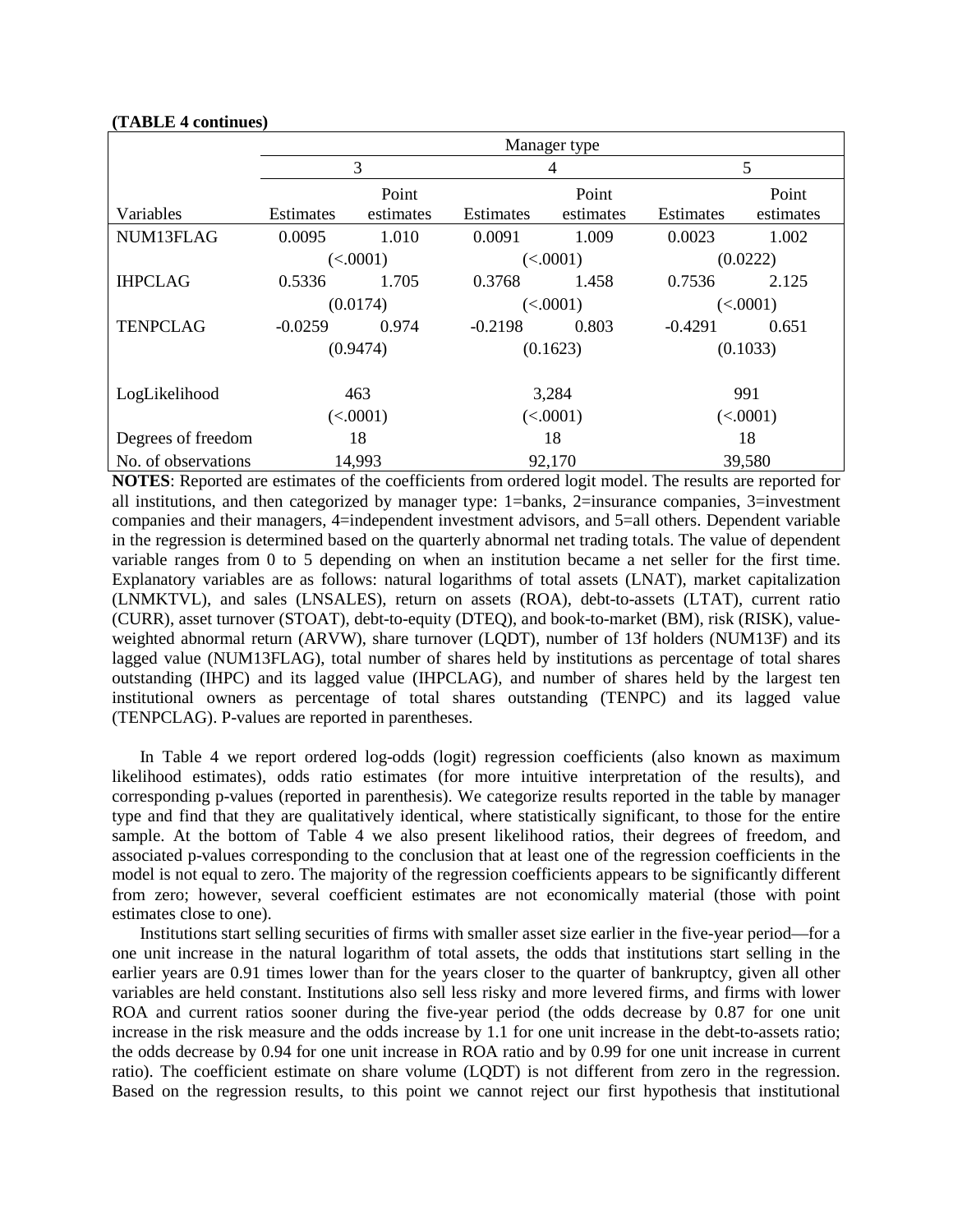**(TABLE 4 continues)**

| | Manager type | | | | | |
|---|---|---|---|---|---|---|
| | 3 | | 4 | | 5 | |
| Variables | Estimates | Point estimates | Estimates | Point estimates | Estimates | Point estimates |
| NUM13FLAG | 0.0095 | 1.010 | 0.0091 | 1.009 | 0.0023 | 1.002 |
| | (<.0001) | | (<.0001) | | (0.0222) | |
| IHPCLAG | 0.5336 | 1.705 | 0.3768 | 1.458 | 0.7536 | 2.125 |
| | (0.0174) | | (<.0001) | | (<.0001) | |
| TENPCLAG | -0.0259 | 0.974 | -0.2198 | 0.803 | -0.4291 | 0.651 |
| | (0.9474) | | (0.1623) | | (0.1033) | |
| LogLikelihood | 463 | | 3,284 | | 991 | |
| | (<.0001) | | (<.0001) | | (<.0001) | |
| Degrees of freedom | 18 | | 18 | | 18 | |
| No. of observations | 14,993 | | 92,170 | | 39,580 | |

**NOTES**: Reported are estimates of the coefficients from ordered logit model. The results are reported for all institutions, and then categorized by manager type: 1=banks, 2=insurance companies, 3=investment companies and their managers, 4=independent investment advisors, and 5=all others. Dependent variable in the regression is determined based on the quarterly abnormal net trading totals. The value of dependent variable ranges from 0 to 5 depending on when an institution became a net seller for the first time. Explanatory variables are as follows: natural logarithms of total assets (LNAT), market capitalization (LNMKTVL), and sales (LNSALES), return on assets (ROA), debt-to-assets (LTAT), current ratio (CURR), asset turnover (STOAT), debt-to-equity (DTEQ), and book-to-market (BM), risk (RISK), value-weighted abnormal return (ARVW), share turnover (LQDT), number of 13f holders (NUM13F) and its lagged value (NUM13FLAG), total number of shares held by institutions as percentage of total shares outstanding (IHPC) and its lagged value (IHPCLAG), and number of shares held by the largest ten institutional owners as percentage of total shares outstanding (TENPC) and its lagged value (TENPCLAG). P-values are reported in parentheses.

In Table 4 we report ordered log-odds (logit) regression coefficients (also known as maximum likelihood estimates), odds ratio estimates (for more intuitive interpretation of the results), and corresponding p-values (reported in parenthesis). We categorize results reported in the table by manager type and find that they are qualitatively identical, where statistically significant, to those for the entire sample. At the bottom of Table 4 we also present likelihood ratios, their degrees of freedom, and associated p-values corresponding to the conclusion that at least one of the regression coefficients in the model is not equal to zero. The majority of the regression coefficients appears to be significantly different from zero; however, several coefficient estimates are not economically material (those with point estimates close to one).

Institutions start selling securities of firms with smaller asset size earlier in the five-year period—for a one unit increase in the natural logarithm of total assets, the odds that institutions start selling in the earlier years are 0.91 times lower than for the years closer to the quarter of bankruptcy, given all other variables are held constant. Institutions also sell less risky and more levered firms, and firms with lower ROA and current ratios sooner during the five-year period (the odds decrease by 0.87 for one unit increase in the risk measure and the odds increase by 1.1 for one unit increase in the debt-to-assets ratio; the odds decrease by 0.94 for one unit increase in ROA ratio and by 0.99 for one unit increase in current ratio). The coefficient estimate on share volume (LQDT) is not different from zero in the regression. Based on the regression results, to this point we cannot reject our first hypothesis that institutional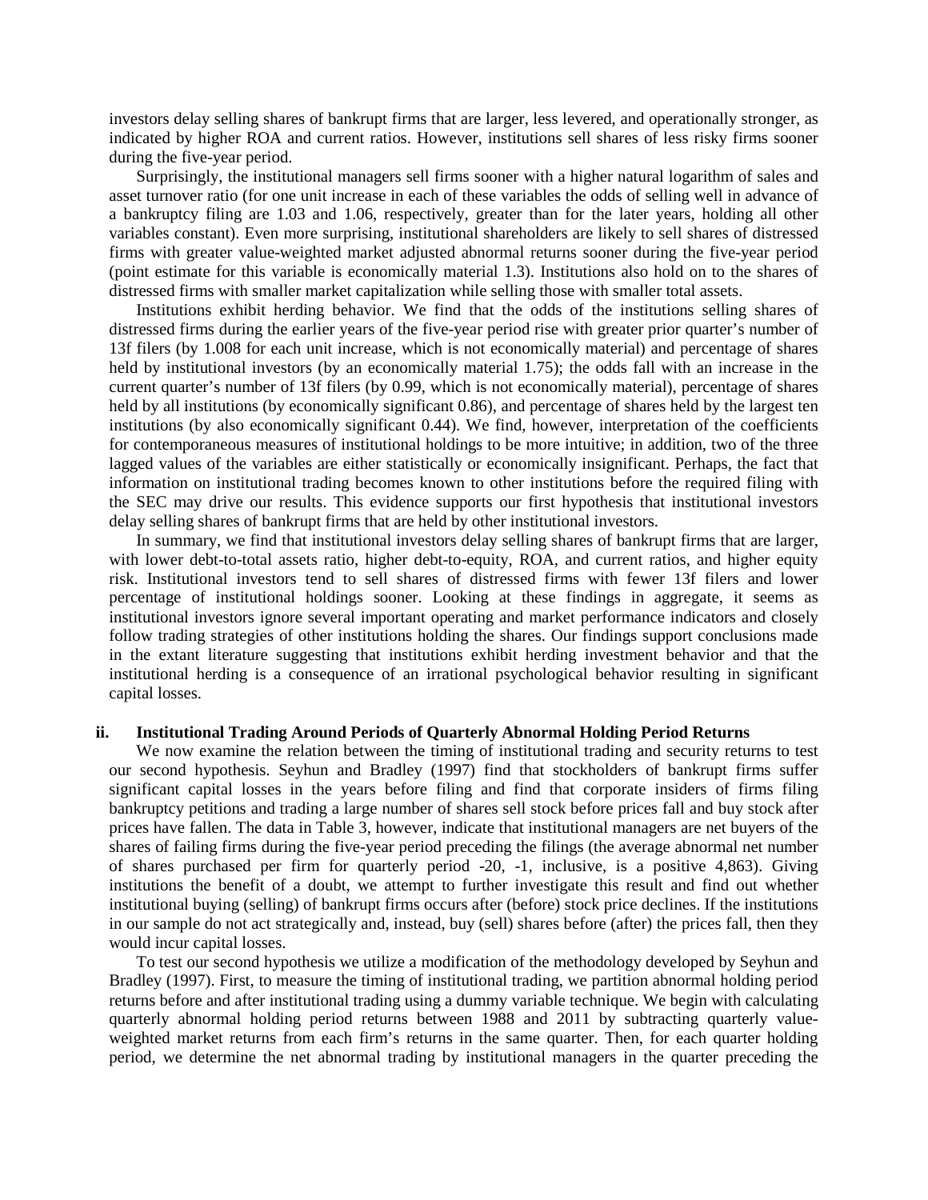investors delay selling shares of bankrupt firms that are larger, less levered, and operationally stronger, as indicated by higher ROA and current ratios. However, institutions sell shares of less risky firms sooner during the five-year period.

Surprisingly, the institutional managers sell firms sooner with a higher natural logarithm of sales and asset turnover ratio (for one unit increase in each of these variables the odds of selling well in advance of a bankruptcy filing are 1.03 and 1.06, respectively, greater than for the later years, holding all other variables constant). Even more surprising, institutional shareholders are likely to sell shares of distressed firms with greater value-weighted market adjusted abnormal returns sooner during the five-year period (point estimate for this variable is economically material 1.3). Institutions also hold on to the shares of distressed firms with smaller market capitalization while selling those with smaller total assets.

Institutions exhibit herding behavior. We find that the odds of the institutions selling shares of distressed firms during the earlier years of the five-year period rise with greater prior quarter's number of 13f filers (by 1.008 for each unit increase, which is not economically material) and percentage of shares held by institutional investors (by an economically material 1.75); the odds fall with an increase in the current quarter's number of 13f filers (by 0.99, which is not economically material), percentage of shares held by all institutions (by economically significant 0.86), and percentage of shares held by the largest ten institutions (by also economically significant 0.44). We find, however, interpretation of the coefficients for contemporaneous measures of institutional holdings to be more intuitive; in addition, two of the three lagged values of the variables are either statistically or economically insignificant. Perhaps, the fact that information on institutional trading becomes known to other institutions before the required filing with the SEC may drive our results. This evidence supports our first hypothesis that institutional investors delay selling shares of bankrupt firms that are held by other institutional investors.

In summary, we find that institutional investors delay selling shares of bankrupt firms that are larger, with lower debt-to-total assets ratio, higher debt-to-equity, ROA, and current ratios, and higher equity risk. Institutional investors tend to sell shares of distressed firms with fewer 13f filers and lower percentage of institutional holdings sooner. Looking at these findings in aggregate, it seems as institutional investors ignore several important operating and market performance indicators and closely follow trading strategies of other institutions holding the shares. Our findings support conclusions made in the extant literature suggesting that institutions exhibit herding investment behavior and that the institutional herding is a consequence of an irrational psychological behavior resulting in significant capital losses.

### ii. Institutional Trading Around Periods of Quarterly Abnormal Holding Period Returns

We now examine the relation between the timing of institutional trading and security returns to test our second hypothesis. Seyhun and Bradley (1997) find that stockholders of bankrupt firms suffer significant capital losses in the years before filing and find that corporate insiders of firms filing bankruptcy petitions and trading a large number of shares sell stock before prices fall and buy stock after prices have fallen. The data in Table 3, however, indicate that institutional managers are net buyers of the shares of failing firms during the five-year period preceding the filings (the average abnormal net number of shares purchased per firm for quarterly period -20, -1, inclusive, is a positive 4,863). Giving institutions the benefit of a doubt, we attempt to further investigate this result and find out whether institutional buying (selling) of bankrupt firms occurs after (before) stock price declines. If the institutions in our sample do not act strategically and, instead, buy (sell) shares before (after) the prices fall, then they would incur capital losses.

To test our second hypothesis we utilize a modification of the methodology developed by Seyhun and Bradley (1997). First, to measure the timing of institutional trading, we partition abnormal holding period returns before and after institutional trading using a dummy variable technique. We begin with calculating quarterly abnormal holding period returns between 1988 and 2011 by subtracting quarterly value-weighted market returns from each firm's returns in the same quarter. Then, for each quarter holding period, we determine the net abnormal trading by institutional managers in the quarter preceding the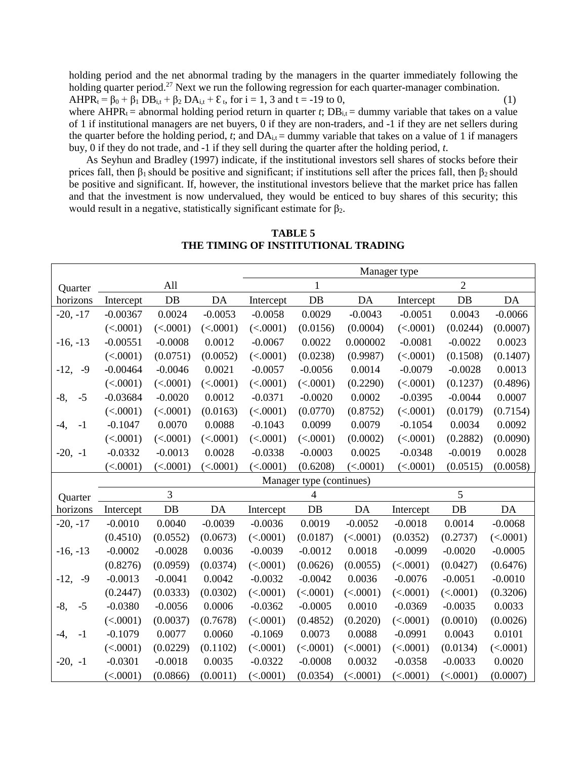holding period and the net abnormal trading by the managers in the quarter immediately following the holding quarter period.[27] Next we run the following regression for each quarter-manager combination.

$AHPR_t = \beta_0 + \beta_1 DB_{i,t} + \beta_2 DA_{i,t} + \varepsilon_t$, for i = 1, 3 and t = -19 to 0, (1)

where $AHPR_t$ = abnormal holding period return in quarter *t*; $DB_{i,t}$ = dummy variable that takes on a value of 1 if institutional managers are net buyers, 0 if they are non-traders, and -1 if they are net sellers during the quarter before the holding period, *t*; and $DA_{i,t}$ = dummy variable that takes on a value of 1 if managers buy, 0 if they do not trade, and -1 if they sell during the quarter after the holding period, *t*.

As Seyhun and Bradley (1997) indicate, if the institutional investors sell shares of stocks before their prices fall, then $\beta_1$ should be positive and significant; if institutions sell after the prices fall, then $\beta_2$ should be positive and significant. If, however, the institutional investors believe that the market price has fallen and that the investment is now undervalued, they would be enticed to buy shares of this security; this would result in a negative, statistically significant estimate for $\beta_2$.

**TABLE 5**
**THE TIMING OF INSTITUTIONAL TRADING**

| | | | | Manager type | | | | | |
|---|---|---|---|---|---|---|---|---|---|
| Quarter | All | | | 1 | | | 2 | | |
| horizons | Intercept | DB | DA | Intercept | DB | DA | Intercept | DB | DA |
| -20, -17 | -0.00367 | 0.0024 | -0.0053 | -0.0058 | 0.0029 | -0.0043 | -0.0051 | 0.0043 | -0.0066 |
| | (<.0001) | (<.0001) | (<.0001) | (<.0001) | (0.0156) | (0.0004) | (<.0001) | (0.0244) | (0.0007) |
| -16, -13 | -0.00551 | -0.0008 | 0.0012 | -0.0067 | 0.0022 | 0.000002 | -0.0081 | -0.0022 | 0.0023 |
| | (<.0001) | (0.0751) | (0.0052) | (<.0001) | (0.0238) | (0.9987) | (<.0001) | (0.1508) | (0.1407) |
| -12, -9 | -0.00464 | -0.0046 | 0.0021 | -0.0057 | -0.0056 | 0.0014 | -0.0079 | -0.0028 | 0.0013 |
| | (<.0001) | (<.0001) | (<.0001) | (<.0001) | (<.0001) | (0.2290) | (<.0001) | (0.1237) | (0.4896) |
| -8, -5 | -0.03684 | -0.0020 | 0.0012 | -0.0371 | -0.0020 | 0.0002 | -0.0395 | -0.0044 | 0.0007 |
| | (<.0001) | (<.0001) | (0.0163) | (<.0001) | (0.0770) | (0.8752) | (<.0001) | (0.0179) | (0.7154) |
| -4, -1 | -0.1047 | 0.0070 | 0.0088 | -0.1043 | 0.0099 | 0.0079 | -0.1054 | 0.0034 | 0.0092 |
| | (<.0001) | (<.0001) | (<.0001) | (<.0001) | (<.0001) | (0.0002) | (<.0001) | (0.2882) | (0.0090) |
| -20, -1 | -0.0332 | -0.0013 | 0.0028 | -0.0338 | -0.0003 | 0.0025 | -0.0348 | -0.0019 | 0.0028 |
| | (<.0001) | (<.0001) | (<.0001) | (<.0001) | (0.6208) | (<.0001) | (<.0001) | (0.0515) | (0.0058) |
| | | | | Manager type (continues) | | | | | |
| Quarter | 3 | | | 4 | | | 5 | | |
| horizons | Intercept | DB | DA | Intercept | DB | DA | Intercept | DB | DA |
| -20, -17 | -0.0010 | 0.0040 | -0.0039 | -0.0036 | 0.0019 | -0.0052 | -0.0018 | 0.0014 | -0.0068 |
| | (0.4510) | (0.0552) | (0.0673) | (<.0001) | (0.0187) | (<.0001) | (0.0352) | (0.2737) | (<.0001) |
| -16, -13 | -0.0002 | -0.0028 | 0.0036 | -0.0039 | -0.0012 | 0.0018 | -0.0099 | -0.0020 | -0.0005 |
| | (0.8276) | (0.0959) | (0.0374) | (<.0001) | (0.0626) | (0.0055) | (<.0001) | (0.0427) | (0.6476) |
| -12, -9 | -0.0013 | -0.0041 | 0.0042 | -0.0032 | -0.0042 | 0.0036 | -0.0076 | -0.0051 | -0.0010 |
| | (0.2447) | (0.0333) | (0.0302) | (<.0001) | (<.0001) | (<.0001) | (<.0001) | (<.0001) | (0.3206) |
| -8, -5 | -0.0380 | -0.0056 | 0.0006 | -0.0362 | -0.0005 | 0.0010 | -0.0369 | -0.0035 | 0.0033 |
| | (<.0001) | (0.0037) | (0.7678) | (<.0001) | (0.4852) | (0.2020) | (<.0001) | (0.0010) | (0.0026) |
| -4, -1 | -0.1079 | 0.0077 | 0.0060 | -0.1069 | 0.0073 | 0.0088 | -0.0991 | 0.0043 | 0.0101 |
| | (<.0001) | (0.0229) | (0.1102) | (<.0001) | (<.0001) | (<.0001) | (<.0001) | (0.0134) | (<.0001) |
| -20, -1 | -0.0301 | -0.0018 | 0.0035 | -0.0322 | -0.0008 | 0.0032 | -0.0358 | -0.0033 | 0.0020 |
| | (<.0001) | (0.0866) | (0.0011) | (<.0001) | (0.0354) | (<.0001) | (<.0001) | (<.0001) | (0.0007) |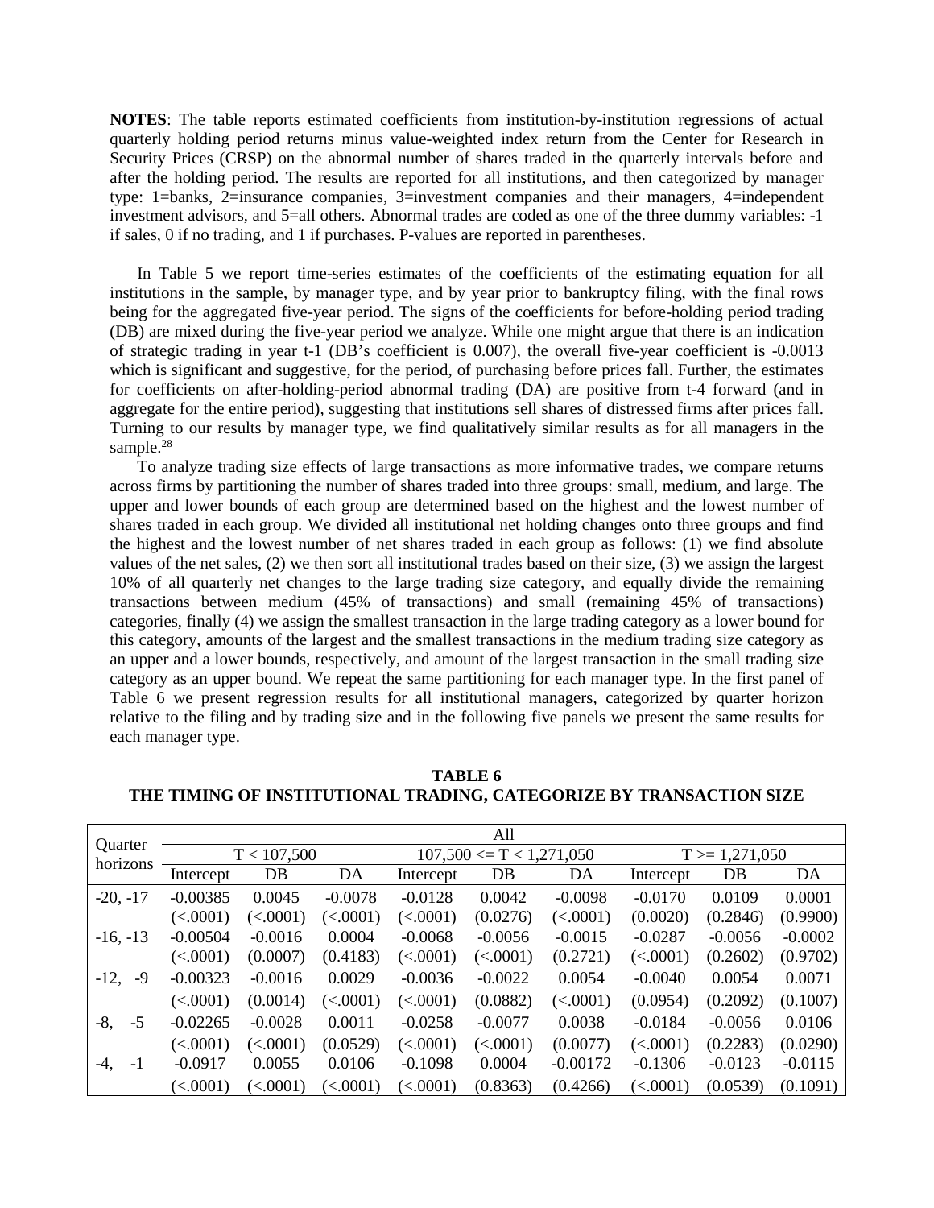**NOTES**: The table reports estimated coefficients from institution-by-institution regressions of actual quarterly holding period returns minus value-weighted index return from the Center for Research in Security Prices (CRSP) on the abnormal number of shares traded in the quarterly intervals before and after the holding period. The results are reported for all institutions, and then categorized by manager type: 1=banks, 2=insurance companies, 3=investment companies and their managers, 4=independent investment advisors, and 5=all others. Abnormal trades are coded as one of the three dummy variables: -1 if sales, 0 if no trading, and 1 if purchases. P-values are reported in parentheses.

In Table 5 we report time-series estimates of the coefficients of the estimating equation for all institutions in the sample, by manager type, and by year prior to bankruptcy filing, with the final rows being for the aggregated five-year period. The signs of the coefficients for before-holding period trading (DB) are mixed during the five-year period we analyze. While one might argue that there is an indication of strategic trading in year t-1 (DB's coefficient is 0.007), the overall five-year coefficient is -0.0013 which is significant and suggestive, for the period, of purchasing before prices fall. Further, the estimates for coefficients on after-holding-period abnormal trading (DA) are positive from t-4 forward (and in aggregate for the entire period), suggesting that institutions sell shares of distressed firms after prices fall. Turning to our results by manager type, we find qualitatively similar results as for all managers in the sample.[28]

To analyze trading size effects of large transactions as more informative trades, we compare returns across firms by partitioning the number of shares traded into three groups: small, medium, and large. The upper and lower bounds of each group are determined based on the highest and the lowest number of shares traded in each group. We divided all institutional net holding changes onto three groups and find the highest and the lowest number of net shares traded in each group as follows: (1) we find absolute values of the net sales, (2) we then sort all institutional trades based on their size, (3) we assign the largest 10% of all quarterly net changes to the large trading size category, and equally divide the remaining transactions between medium (45% of transactions) and small (remaining 45% of transactions) categories, finally (4) we assign the smallest transaction in the large trading category as a lower bound for this category, amounts of the largest and the smallest transactions in the medium trading size category as an upper and a lower bounds, respectively, and amount of the largest transaction in the small trading size category as an upper bound. We repeat the same partitioning for each manager type. In the first panel of Table 6 we present regression results for all institutional managers, categorized by quarter horizon relative to the filing and by trading size and in the following five panels we present the same results for each manager type.

**TABLE 6**
**THE TIMING OF INSTITUTIONAL TRADING, CATEGORIZE BY TRANSACTION SIZE**

| Quarter horizons | All | | | | | | | | |
|---|---|---|---|---|---|---|---|---|---|
| | T < 107,500 | | | 107,500 <= T < 1,271,050 | | | T >= 1,271,050 | | |
| | Intercept | DB | DA | Intercept | DB | DA | Intercept | DB | DA |
| -20, -17 | -0.00385 | 0.0045 | -0.0078 | -0.0128 | 0.0042 | -0.0098 | -0.0170 | 0.0109 | 0.0001 |
| | (<.0001) | (<.0001) | (<.0001) | (<.0001) | (0.0276) | (<.0001) | (0.0020) | (0.2846) | (0.9900) |
| -16, -13 | -0.00504 | -0.0016 | 0.0004 | -0.0068 | -0.0056 | -0.0015 | -0.0287 | -0.0056 | -0.0002 |
| | (<.0001) | (0.0007) | (0.4183) | (<.0001) | (<.0001) | (0.2721) | (<.0001) | (0.2602) | (0.9702) |
| -12, -9 | -0.00323 | -0.0016 | 0.0029 | -0.0036 | -0.0022 | 0.0054 | -0.0040 | 0.0054 | 0.0071 |
| | (<.0001) | (0.0014) | (<.0001) | (<.0001) | (0.0882) | (<.0001) | (0.0954) | (0.2092) | (0.1007) |
| -8, -5 | -0.02265 | -0.0028 | 0.0011 | -0.0258 | -0.0077 | 0.0038 | -0.0184 | -0.0056 | 0.0106 |
| | (<.0001) | (<.0001) | (0.0529) | (<.0001) | (<.0001) | (0.0077) | (<.0001) | (0.2283) | (0.0290) |
| -4, -1 | -0.0917 | 0.0055 | 0.0106 | -0.1098 | 0.0004 | -0.00172 | -0.1306 | -0.0123 | -0.0115 |
| | (<.0001) | (<.0001) | (<.0001) | (<.0001) | (0.8363) | (0.4266) | (<.0001) | (0.0539) | (0.1091) |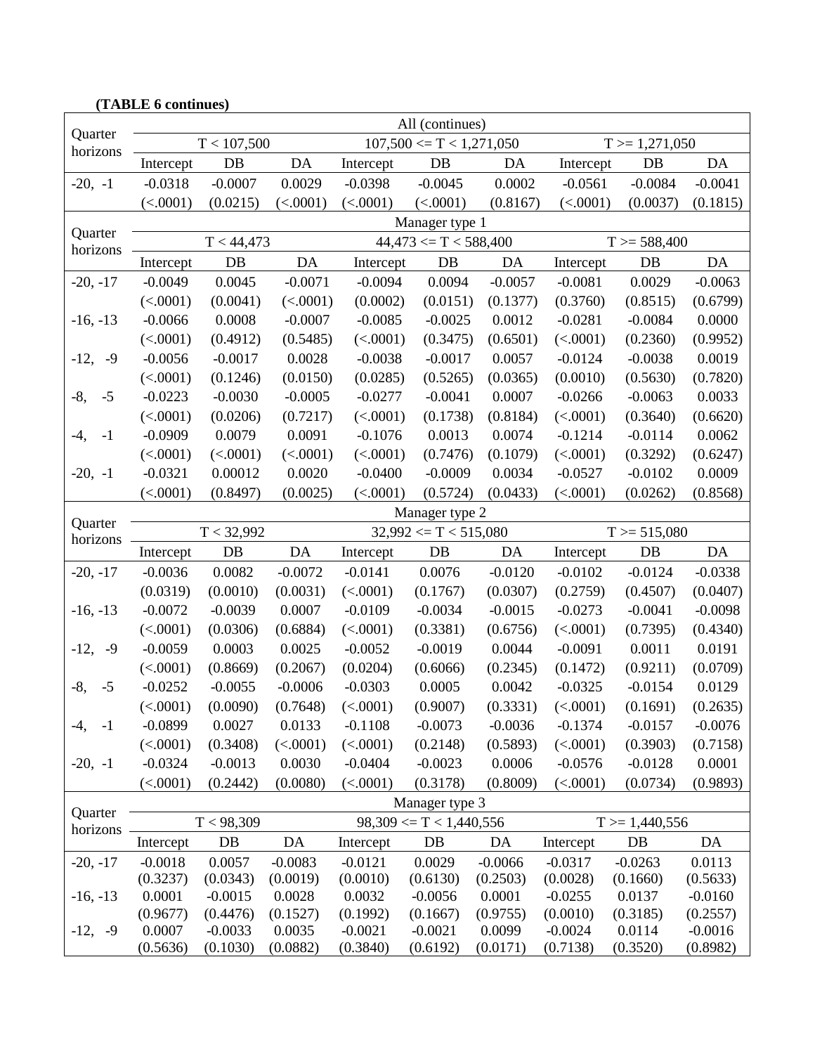**(TABLE 6 continues)**

| Quarter horizons | All (continues) | | | | | | | | |
|---|---|---|---|---|---|---|---|---|---|
| | T < 107,500 | | | 107,500 <= T < 1,271,050 | | | T >= 1,271,050 | | |
| | Intercept | DB | DA | Intercept | DB | DA | Intercept | DB | DA |
| -20, -1 | -0.0318 | -0.0007 | 0.0029 | -0.0398 | -0.0045 | 0.0002 | -0.0561 | -0.0084 | -0.0041 |
| | (<.0001) | (0.0215) | (<.0001) | (<.0001) | (<.0001) | (0.8167) | (<.0001) | (0.0037) | (0.1815) |
| **Quarter horizons** | **Manager type 1** | | | | | | | | |
| | T < 44,473 | | | 44,473 <= T < 588,400 | | | T >= 588,400 | | |
| | Intercept | DB | DA | Intercept | DB | DA | Intercept | DB | DA |
| -20, -17 | -0.0049 | 0.0045 | -0.0071 | -0.0094 | 0.0094 | -0.0057 | -0.0081 | 0.0029 | -0.0063 |
| | (<.0001) | (0.0041) | (<.0001) | (0.0002) | (0.0151) | (0.1377) | (0.3760) | (0.8515) | (0.6799) |
| -16, -13 | -0.0066 | 0.0008 | -0.0007 | -0.0085 | -0.0025 | 0.0012 | -0.0281 | -0.0084 | 0.0000 |
| | (<.0001) | (0.4912) | (0.5485) | (<.0001) | (0.3475) | (0.6501) | (<.0001) | (0.2360) | (0.9952) |
| -12, -9 | -0.0056 | -0.0017 | 0.0028 | -0.0038 | -0.0017 | 0.0057 | -0.0124 | -0.0038 | 0.0019 |
| | (<.0001) | (0.1246) | (0.0150) | (0.0285) | (0.5265) | (0.0365) | (0.0010) | (0.5630) | (0.7820) |
| -8, -5 | -0.0223 | -0.0030 | -0.0005 | -0.0277 | -0.0041 | 0.0007 | -0.0266 | -0.0063 | 0.0033 |
| | (<.0001) | (0.0206) | (0.7217) | (<.0001) | (0.1738) | (0.8184) | (<.0001) | (0.3640) | (0.6620) |
| -4, -1 | -0.0909 | 0.0079 | 0.0091 | -0.1076 | 0.0013 | 0.0074 | -0.1214 | -0.0114 | 0.0062 |
| | (<.0001) | (<.0001) | (<.0001) | (<.0001) | (0.7476) | (0.1079) | (<.0001) | (0.3292) | (0.6247) |
| -20, -1 | -0.0321 | 0.00012 | 0.0020 | -0.0400 | -0.0009 | 0.0034 | -0.0527 | -0.0102 | 0.0009 |
| | (<.0001) | (0.8497) | (0.0025) | (<.0001) | (0.5724) | (0.0433) | (<.0001) | (0.0262) | (0.8568) |
| **Quarter horizons** | **Manager type 2** | | | | | | | | |
| | T < 32,992 | | | 32,992 <= T < 515,080 | | | T >= 515,080 | | |
| | Intercept | DB | DA | Intercept | DB | DA | Intercept | DB | DA |
| -20, -17 | -0.0036 | 0.0082 | -0.0072 | -0.0141 | 0.0076 | -0.0120 | -0.0102 | -0.0124 | -0.0338 |
| | (0.0319) | (0.0010) | (0.0031) | (<.0001) | (0.1767) | (0.0307) | (0.2759) | (0.4507) | (0.0407) |
| -16, -13 | -0.0072 | -0.0039 | 0.0007 | -0.0109 | -0.0034 | -0.0015 | -0.0273 | -0.0041 | -0.0098 |
| | (<.0001) | (0.0306) | (0.6884) | (<.0001) | (0.3381) | (0.6756) | (<.0001) | (0.7395) | (0.4340) |
| -12, -9 | -0.0059 | 0.0003 | 0.0025 | -0.0052 | -0.0019 | 0.0044 | -0.0091 | 0.0011 | 0.0191 |
| | (<.0001) | (0.8669) | (0.2067) | (0.0204) | (0.6066) | (0.2345) | (0.1472) | (0.9211) | (0.0709) |
| -8, -5 | -0.0252 | -0.0055 | -0.0006 | -0.0303 | 0.0005 | 0.0042 | -0.0325 | -0.0154 | 0.0129 |
| | (<.0001) | (0.0090) | (0.7648) | (<.0001) | (0.9007) | (0.3331) | (<.0001) | (0.1691) | (0.2635) |
| -4, -1 | -0.0899 | 0.0027 | 0.0133 | -0.1108 | -0.0073 | -0.0036 | -0.1374 | -0.0157 | -0.0076 |
| | (<.0001) | (0.3408) | (<.0001) | (<.0001) | (0.2148) | (0.5893) | (<.0001) | (0.3903) | (0.7158) |
| -20, -1 | -0.0324 | -0.0013 | 0.0030 | -0.0404 | -0.0023 | 0.0006 | -0.0576 | -0.0128 | 0.0001 |
| | (<.0001) | (0.2442) | (0.0080) | (<.0001) | (0.3178) | (0.8009) | (<.0001) | (0.0734) | (0.9893) |
| **Quarter horizons** | **Manager type 3** | | | | | | | | |
| | T < 98,309 | | | 98,309 <= T < 1,440,556 | | | T >= 1,440,556 | | |
| | Intercept | DB | DA | Intercept | DB | DA | Intercept | DB | DA |
| -20, -17 | -0.0018 | 0.0057 | -0.0083 | -0.0121 | 0.0029 | -0.0066 | -0.0317 | -0.0263 | 0.0113 |
| | (0.3237) | (0.0343) | (0.0019) | (0.0010) | (0.6130) | (0.2503) | (0.0028) | (0.1660) | (0.5633) |
| -16, -13 | 0.0001 | -0.0015 | 0.0028 | 0.0032 | -0.0056 | 0.0001 | -0.0255 | 0.0137 | -0.0160 |
| | (0.9677) | (0.4476) | (0.1527) | (0.1992) | (0.1667) | (0.9755) | (0.0010) | (0.3185) | (0.2557) |
| -12, -9 | 0.0007 | -0.0033 | 0.0035 | -0.0021 | -0.0021 | 0.0099 | -0.0024 | 0.0114 | -0.0016 |
| | (0.5636) | (0.1030) | (0.0882) | (0.3840) | (0.6192) | (0.0171) | (0.7138) | (0.3520) | (0.8982) |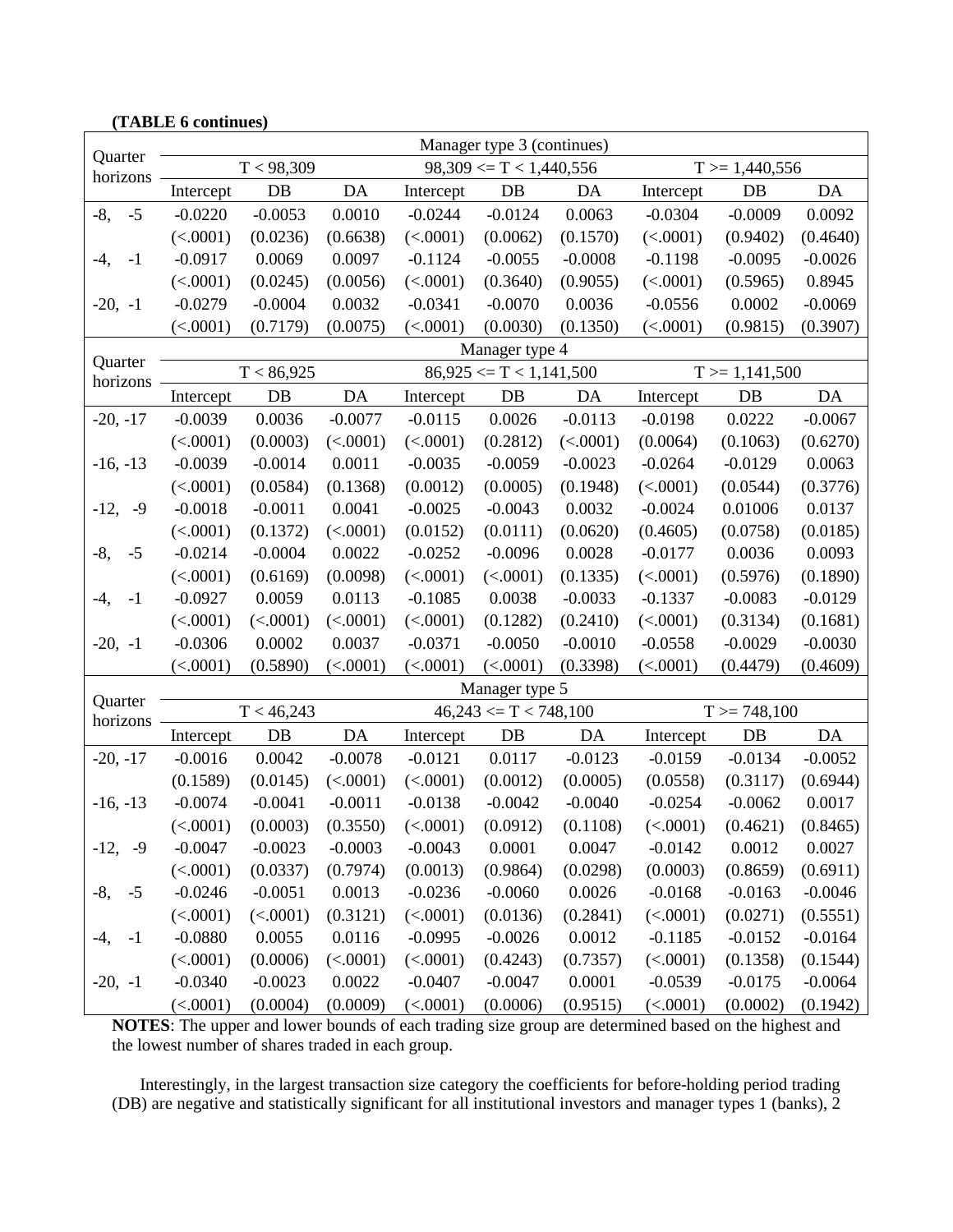**(TABLE 6 continues)**

| Quarter horizons | Manager type 3 (continues) | | | | | | | | |
|---|---|---|---|---|---|---|---|---|---|
| | T < 98,309 | | | 98,309 <= T < 1,440,556 | | | T >= 1,440,556 | | |
| | Intercept | DB | DA | Intercept | DB | DA | Intercept | DB | DA |
| -8, -5 | -0.0220 | -0.0053 | 0.0010 | -0.0244 | -0.0124 | 0.0063 | -0.0304 | -0.0009 | 0.0092 |
| | (<.0001) | (0.0236) | (0.6638) | (<.0001) | (0.0062) | (0.1570) | (<.0001) | (0.9402) | (0.4640) |
| -4, -1 | -0.0917 | 0.0069 | 0.0097 | -0.1124 | -0.0055 | -0.0008 | -0.1198 | -0.0095 | -0.0026 |
| | (<.0001) | (0.0245) | (0.0056) | (<.0001) | (0.3640) | (0.9055) | (<.0001) | (0.5965) | 0.8945 |
| -20, -1 | -0.0279 | -0.0004 | 0.0032 | -0.0341 | -0.0070 | 0.0036 | -0.0556 | 0.0002 | -0.0069 |
| | (<.0001) | (0.7179) | (0.0075) | (<.0001) | (0.0030) | (0.1350) | (<.0001) | (0.9815) | (0.3907) |
| **Quarter horizons** | **Manager type 4** | | | | | | | | |
| | T < 86,925 | | | 86,925 <= T < 1,141,500 | | | T >= 1,141,500 | | |
| | Intercept | DB | DA | Intercept | DB | DA | Intercept | DB | DA |
| -20, -17 | -0.0039 | 0.0036 | -0.0077 | -0.0115 | 0.0026 | -0.0113 | -0.0198 | 0.0222 | -0.0067 |
| | (<.0001) | (0.0003) | (<.0001) | (<.0001) | (0.2812) | (<.0001) | (0.0064) | (0.1063) | (0.6270) |
| -16, -13 | -0.0039 | -0.0014 | 0.0011 | -0.0035 | -0.0059 | -0.0023 | -0.0264 | -0.0129 | 0.0063 |
| | (<.0001) | (0.0584) | (0.1368) | (0.0012) | (0.0005) | (0.1948) | (<.0001) | (0.0544) | (0.3776) |
| -12, -9 | -0.0018 | -0.0011 | 0.0041 | -0.0025 | -0.0043 | 0.0032 | -0.0024 | 0.01006 | 0.0137 |
| | (<.0001) | (0.1372) | (<.0001) | (0.0152) | (0.0111) | (0.0620) | (0.4605) | (0.0758) | (0.0185) |
| -8, -5 | -0.0214 | -0.0004 | 0.0022 | -0.0252 | -0.0096 | 0.0028 | -0.0177 | 0.0036 | 0.0093 |
| | (<.0001) | (0.6169) | (0.0098) | (<.0001) | (<.0001) | (0.1335) | (<.0001) | (0.5976) | (0.1890) |
| -4, -1 | -0.0927 | 0.0059 | 0.0113 | -0.1085 | 0.0038 | -0.0033 | -0.1337 | -0.0083 | -0.0129 |
| | (<.0001) | (<.0001) | (<.0001) | (<.0001) | (0.1282) | (0.2410) | (<.0001) | (0.3134) | (0.1681) |
| -20, -1 | -0.0306 | 0.0002 | 0.0037 | -0.0371 | -0.0050 | -0.0010 | -0.0558 | -0.0029 | -0.0030 |
| | (<.0001) | (0.5890) | (<.0001) | (<.0001) | (<.0001) | (0.3398) | (<.0001) | (0.4479) | (0.4609) |
| **Quarter horizons** | **Manager type 5** | | | | | | | | |
| | T < 46,243 | | | 46,243 <= T < 748,100 | | | T >= 748,100 | | |
| | Intercept | DB | DA | Intercept | DB | DA | Intercept | DB | DA |
| -20, -17 | -0.0016 | 0.0042 | -0.0078 | -0.0121 | 0.0117 | -0.0123 | -0.0159 | -0.0134 | -0.0052 |
| | (0.1589) | (0.0145) | (<.0001) | (<.0001) | (0.0012) | (0.0005) | (0.0558) | (0.3117) | (0.6944) |
| -16, -13 | -0.0074 | -0.0041 | -0.0011 | -0.0138 | -0.0042 | -0.0040 | -0.0254 | -0.0062 | 0.0017 |
| | (<.0001) | (0.0003) | (0.3550) | (<.0001) | (0.0912) | (0.1108) | (<.0001) | (0.4621) | (0.8465) |
| -12, -9 | -0.0047 | -0.0023 | -0.0003 | -0.0043 | 0.0001 | 0.0047 | -0.0142 | 0.0012 | 0.0027 |
| | (<.0001) | (0.0337) | (0.7974) | (0.0013) | (0.9864) | (0.0298) | (0.0003) | (0.8659) | (0.6911) |
| -8, -5 | -0.0246 | -0.0051 | 0.0013 | -0.0236 | -0.0060 | 0.0026 | -0.0168 | -0.0163 | -0.0046 |
| | (<.0001) | (<.0001) | (0.3121) | (<.0001) | (0.0136) | (0.2841) | (<.0001) | (0.0271) | (0.5551) |
| -4, -1 | -0.0880 | 0.0055 | 0.0116 | -0.0995 | -0.0026 | 0.0012 | -0.1185 | -0.0152 | -0.0164 |
| | (<.0001) | (0.0006) | (<.0001) | (<.0001) | (0.4243) | (0.7357) | (<.0001) | (0.1358) | (0.1544) |
| -20, -1 | -0.0340 | -0.0023 | 0.0022 | -0.0407 | -0.0047 | 0.0001 | -0.0539 | -0.0175 | -0.0064 |
| | (<.0001) | (0.0004) | (0.0009) | (<.0001) | (0.0006) | (0.9515) | (<.0001) | (0.0002) | (0.1942) |

**NOTES**: The upper and lower bounds of each trading size group are determined based on the highest and the lowest number of shares traded in each group.

Interestingly, in the largest transaction size category the coefficients for before-holding period trading (DB) are negative and statistically significant for all institutional investors and manager types 1 (banks), 2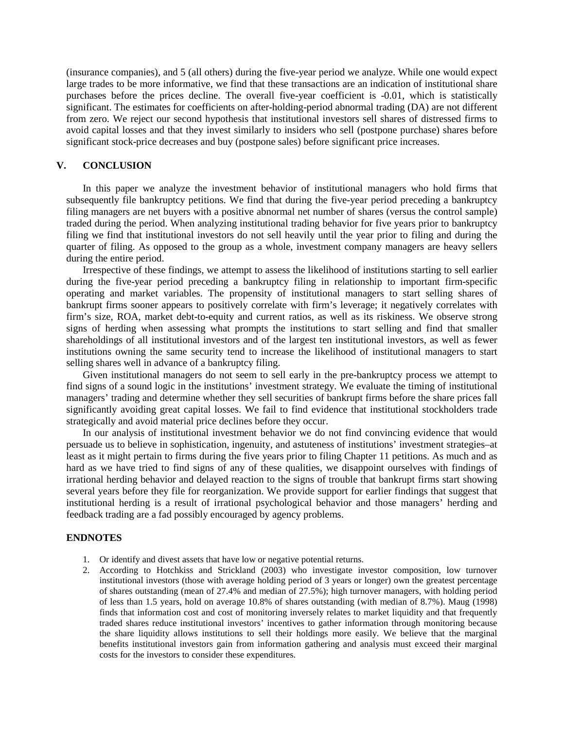(insurance companies), and 5 (all others) during the five-year period we analyze. While one would expect large trades to be more informative, we find that these transactions are an indication of institutional share purchases before the prices decline. The overall five-year coefficient is -0.01, which is statistically significant. The estimates for coefficients on after-holding-period abnormal trading (DA) are not different from zero. We reject our second hypothesis that institutional investors sell shares of distressed firms to avoid capital losses and that they invest similarly to insiders who sell (postpone purchase) shares before significant stock-price decreases and buy (postpone sales) before significant price increases.

## V. CONCLUSION

In this paper we analyze the investment behavior of institutional managers who hold firms that subsequently file bankruptcy petitions. We find that during the five-year period preceding a bankruptcy filing managers are net buyers with a positive abnormal net number of shares (versus the control sample) traded during the period. When analyzing institutional trading behavior for five years prior to bankruptcy filing we find that institutional investors do not sell heavily until the year prior to filing and during the quarter of filing. As opposed to the group as a whole, investment company managers are heavy sellers during the entire period.

Irrespective of these findings, we attempt to assess the likelihood of institutions starting to sell earlier during the five-year period preceding a bankruptcy filing in relationship to important firm-specific operating and market variables. The propensity of institutional managers to start selling shares of bankrupt firms sooner appears to positively correlate with firm's leverage; it negatively correlates with firm's size, ROA, market debt-to-equity and current ratios, as well as its riskiness. We observe strong signs of herding when assessing what prompts the institutions to start selling and find that smaller shareholdings of all institutional investors and of the largest ten institutional investors, as well as fewer institutions owning the same security tend to increase the likelihood of institutional managers to start selling shares well in advance of a bankruptcy filing.

Given institutional managers do not seem to sell early in the pre-bankruptcy process we attempt to find signs of a sound logic in the institutions' investment strategy. We evaluate the timing of institutional managers' trading and determine whether they sell securities of bankrupt firms before the share prices fall significantly avoiding great capital losses. We fail to find evidence that institutional stockholders trade strategically and avoid material price declines before they occur.

In our analysis of institutional investment behavior we do not find convincing evidence that would persuade us to believe in sophistication, ingenuity, and astuteness of institutions' investment strategies–at least as it might pertain to firms during the five years prior to filing Chapter 11 petitions. As much and as hard as we have tried to find signs of any of these qualities, we disappoint ourselves with findings of irrational herding behavior and delayed reaction to the signs of trouble that bankrupt firms start showing several years before they file for reorganization. We provide support for earlier findings that suggest that institutional herding is a result of irrational psychological behavior and those managers' herding and feedback trading are a fad possibly encouraged by agency problems.

### ENDNOTES

1. Or identify and divest assets that have low or negative potential returns.
2. According to Hotchkiss and Strickland (2003) who investigate investor composition, low turnover institutional investors (those with average holding period of 3 years or longer) own the greatest percentage of shares outstanding (mean of 27.4% and median of 27.5%); high turnover managers, with holding period of less than 1.5 years, hold on average 10.8% of shares outstanding (with median of 8.7%). Maug (1998) finds that information cost and cost of monitoring inversely relates to market liquidity and that frequently traded shares reduce institutional investors' incentives to gather information through monitoring because the share liquidity allows institutions to sell their holdings more easily. We believe that the marginal benefits institutional investors gain from information gathering and analysis must exceed their marginal costs for the investors to consider these expenditures.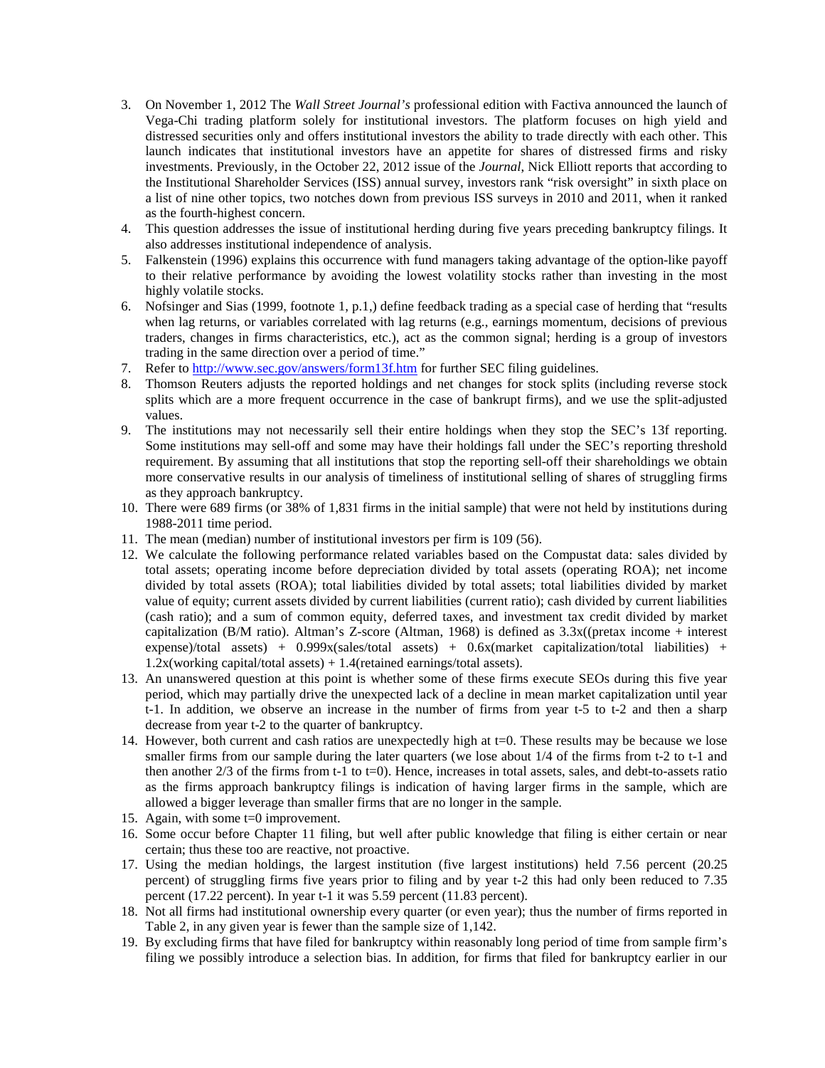3. On November 1, 2012 The *Wall Street Journal's* professional edition with Factiva announced the launch of Vega-Chi trading platform solely for institutional investors. The platform focuses on high yield and distressed securities only and offers institutional investors the ability to trade directly with each other. This launch indicates that institutional investors have an appetite for shares of distressed firms and risky investments. Previously, in the October 22, 2012 issue of the *Journal*, Nick Elliott reports that according to the Institutional Shareholder Services (ISS) annual survey, investors rank "risk oversight" in sixth place on a list of nine other topics, two notches down from previous ISS surveys in 2010 and 2011, when it ranked as the fourth-highest concern.
4. This question addresses the issue of institutional herding during five years preceding bankruptcy filings. It also addresses institutional independence of analysis.
5. Falkenstein (1996) explains this occurrence with fund managers taking advantage of the option-like payoff to their relative performance by avoiding the lowest volatility stocks rather than investing in the most highly volatile stocks.
6. Nofsinger and Sias (1999, footnote 1, p.1,) define feedback trading as a special case of herding that "results when lag returns, or variables correlated with lag returns (e.g., earnings momentum, decisions of previous traders, changes in firms characteristics, etc.), act as the common signal; herding is a group of investors trading in the same direction over a period of time."
7. Refer to http://www.sec.gov/answers/form13f.htm for further SEC filing guidelines.
8. Thomson Reuters adjusts the reported holdings and net changes for stock splits (including reverse stock splits which are a more frequent occurrence in the case of bankrupt firms), and we use the split-adjusted values.
9. The institutions may not necessarily sell their entire holdings when they stop the SEC's 13f reporting. Some institutions may sell-off and some may have their holdings fall under the SEC's reporting threshold requirement. By assuming that all institutions that stop the reporting sell-off their shareholdings we obtain more conservative results in our analysis of timeliness of institutional selling of shares of struggling firms as they approach bankruptcy.
10. There were 689 firms (or 38% of 1,831 firms in the initial sample) that were not held by institutions during 1988-2011 time period.
11. The mean (median) number of institutional investors per firm is 109 (56).
12. We calculate the following performance related variables based on the Compustat data: sales divided by total assets; operating income before depreciation divided by total assets (operating ROA); net income divided by total assets (ROA); total liabilities divided by total assets; total liabilities divided by market value of equity; current assets divided by current liabilities (current ratio); cash divided by current liabilities (cash ratio); and a sum of common equity, deferred taxes, and investment tax credit divided by market capitalization (B/M ratio). Altman's Z-score (Altman, 1968) is defined as 3.3x((pretax income + interest expense)/total assets) + 0.999x(sales/total assets) + 0.6x(market capitalization/total liabilities) + 1.2x(working capital/total assets) + 1.4(retained earnings/total assets).
13. An unanswered question at this point is whether some of these firms execute SEOs during this five year period, which may partially drive the unexpected lack of a decline in mean market capitalization until year t-1. In addition, we observe an increase in the number of firms from year t-5 to t-2 and then a sharp decrease from year t-2 to the quarter of bankruptcy.
14. However, both current and cash ratios are unexpectedly high at t=0. These results may be because we lose smaller firms from our sample during the later quarters (we lose about 1/4 of the firms from t-2 to t-1 and then another 2/3 of the firms from t-1 to t=0). Hence, increases in total assets, sales, and debt-to-assets ratio as the firms approach bankruptcy filings is indication of having larger firms in the sample, which are allowed a bigger leverage than smaller firms that are no longer in the sample.
15. Again, with some t=0 improvement.
16. Some occur before Chapter 11 filing, but well after public knowledge that filing is either certain or near certain; thus these too are reactive, not proactive.
17. Using the median holdings, the largest institution (five largest institutions) held 7.56 percent (20.25 percent) of struggling firms five years prior to filing and by year t-2 this had only been reduced to 7.35 percent (17.22 percent). In year t-1 it was 5.59 percent (11.83 percent).
18. Not all firms had institutional ownership every quarter (or even year); thus the number of firms reported in Table 2, in any given year is fewer than the sample size of 1,142.
19. By excluding firms that have filed for bankruptcy within reasonably long period of time from sample firm's filing we possibly introduce a selection bias. In addition, for firms that filed for bankruptcy earlier in our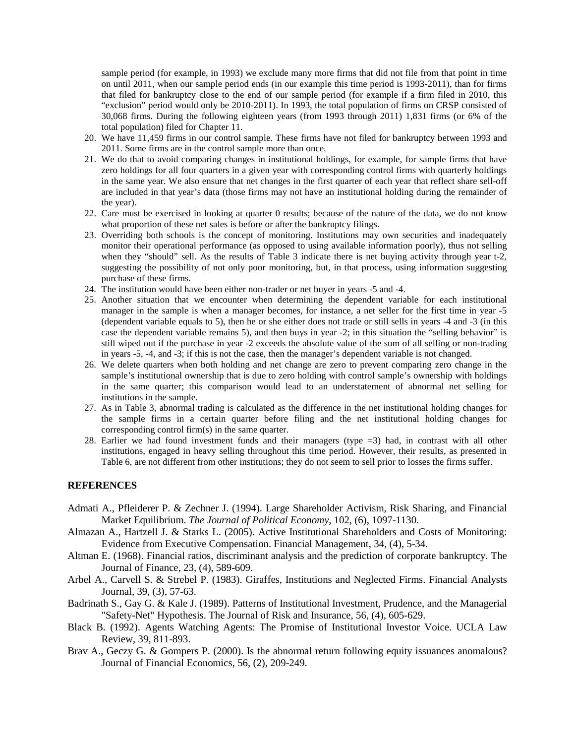sample period (for example, in 1993) we exclude many more firms that did not file from that point in time on until 2011, when our sample period ends (in our example this time period is 1993-2011), than for firms that filed for bankruptcy close to the end of our sample period (for example if a firm filed in 2010, this "exclusion" period would only be 2010-2011). In 1993, the total population of firms on CRSP consisted of 30,068 firms. During the following eighteen years (from 1993 through 2011) 1,831 firms (or 6% of the total population) filed for Chapter 11.

20. We have 11,459 firms in our control sample. These firms have not filed for bankruptcy between 1993 and 2011. Some firms are in the control sample more than once.
21. We do that to avoid comparing changes in institutional holdings, for example, for sample firms that have zero holdings for all four quarters in a given year with corresponding control firms with quarterly holdings in the same year. We also ensure that net changes in the first quarter of each year that reflect share sell-off are included in that year's data (those firms may not have an institutional holding during the remainder of the year).
22. Care must be exercised in looking at quarter 0 results; because of the nature of the data, we do not know what proportion of these net sales is before or after the bankruptcy filings.
23. Overriding both schools is the concept of monitoring. Institutions may own securities and inadequately monitor their operational performance (as opposed to using available information poorly), thus not selling when they "should" sell. As the results of Table 3 indicate there is net buying activity through year t-2, suggesting the possibility of not only poor monitoring, but, in that process, using information suggesting purchase of these firms.
24. The institution would have been either non-trader or net buyer in years -5 and -4.
25. Another situation that we encounter when determining the dependent variable for each institutional manager in the sample is when a manager becomes, for instance, a net seller for the first time in year -5 (dependent variable equals to 5), then he or she either does not trade or still sells in years -4 and -3 (in this case the dependent variable remains 5), and then buys in year -2; in this situation the "selling behavior" is still wiped out if the purchase in year -2 exceeds the absolute value of the sum of all selling or non-trading in years -5, -4, and -3; if this is not the case, then the manager's dependent variable is not changed.
26. We delete quarters when both holding and net change are zero to prevent comparing zero change in the sample's institutional ownership that is due to zero holding with control sample's ownership with holdings in the same quarter; this comparison would lead to an understatement of abnormal net selling for institutions in the sample.
27. As in Table 3, abnormal trading is calculated as the difference in the net institutional holding changes for the sample firms in a certain quarter before filing and the net institutional holding changes for corresponding control firm(s) in the same quarter.
28. Earlier we had found investment funds and their managers (type =3) had, in contrast with all other institutions, engaged in heavy selling throughout this time period. However, their results, as presented in Table 6, are not different from other institutions; they do not seem to sell prior to losses the firms suffer.

## REFERENCES

Admati A., Pfleiderer P. & Zechner J. (1994). Large Shareholder Activism, Risk Sharing, and Financial Market Equilibrium. *The Journal of Political Economy*, 102, (6), 1097-1130.

Almazan A., Hartzell J. & Starks L. (2005). Active Institutional Shareholders and Costs of Monitoring: Evidence from Executive Compensation. Financial Management, 34, (4), 5-34.

Altman E. (1968). Financial ratios, discriminant analysis and the prediction of corporate bankruptcy. The Journal of Finance, 23, (4), 589-609.

Arbel A., Carvell S. & Strebel P. (1983). Giraffes, Institutions and Neglected Firms. Financial Analysts Journal, 39, (3), 57-63.

Badrinath S., Gay G. & Kale J. (1989). Patterns of Institutional Investment, Prudence, and the Managerial "Safety-Net" Hypothesis. The Journal of Risk and Insurance, 56, (4), 605-629.

Black B. (1992). Agents Watching Agents: The Promise of Institutional Investor Voice. UCLA Law Review, 39, 811-893.

Brav A., Geczy G. & Gompers P. (2000). Is the abnormal return following equity issuances anomalous? Journal of Financial Economics, 56, (2), 209-249.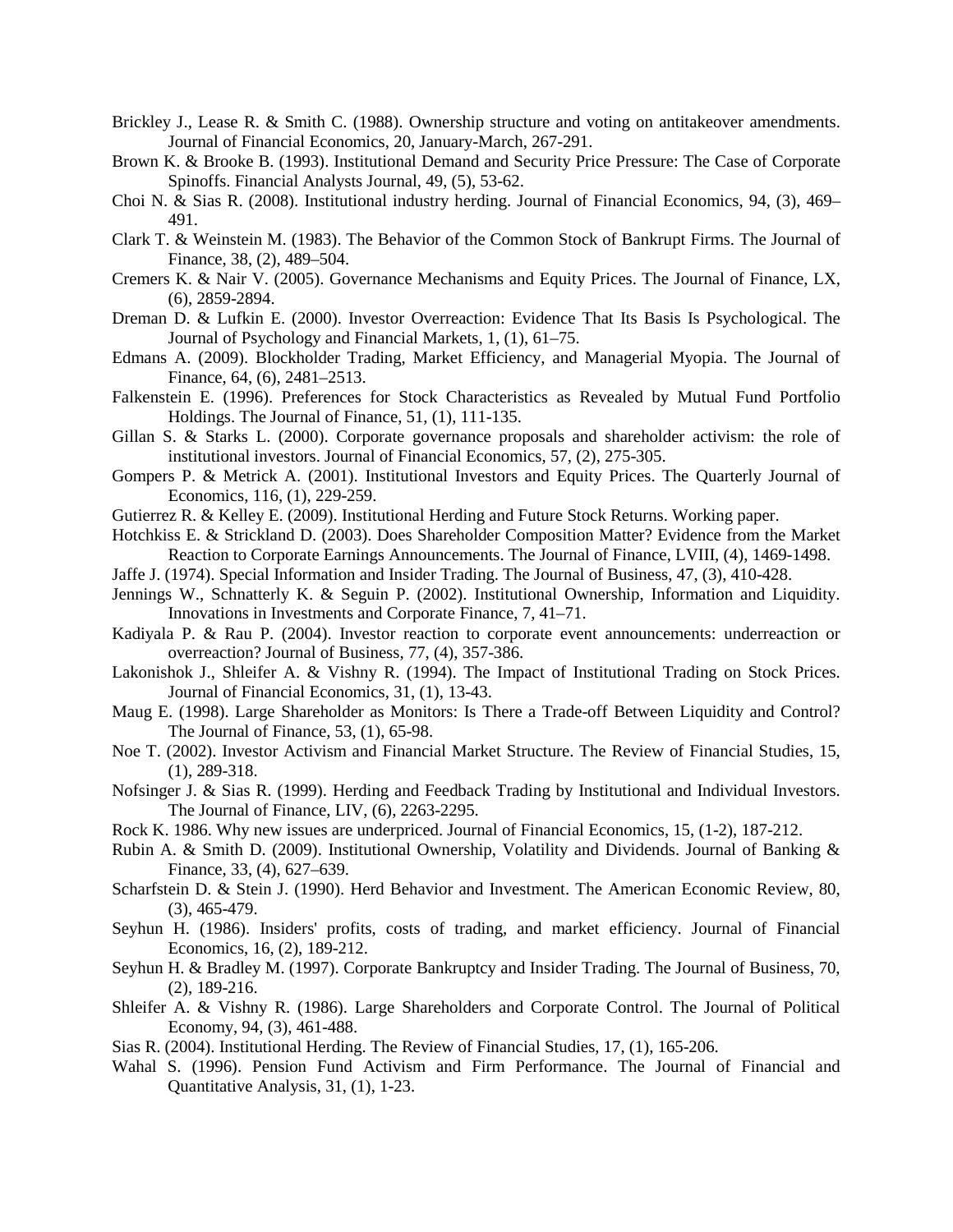Brickley J., Lease R. & Smith C. (1988). Ownership structure and voting on antitakeover amendments. Journal of Financial Economics, 20, January-March, 267-291.

Brown K. & Brooke B. (1993). Institutional Demand and Security Price Pressure: The Case of Corporate Spinoffs. Financial Analysts Journal, 49, (5), 53-62.

Choi N. & Sias R. (2008). Institutional industry herding. Journal of Financial Economics, 94, (3), 469–491.

Clark T. & Weinstein M. (1983). The Behavior of the Common Stock of Bankrupt Firms. The Journal of Finance, 38, (2), 489–504.

Cremers K. & Nair V. (2005). Governance Mechanisms and Equity Prices. The Journal of Finance, LX, (6), 2859-2894.

Dreman D. & Lufkin E. (2000). Investor Overreaction: Evidence That Its Basis Is Psychological. The Journal of Psychology and Financial Markets, 1, (1), 61–75.

Edmans A. (2009). Blockholder Trading, Market Efficiency, and Managerial Myopia. The Journal of Finance, 64, (6), 2481–2513.

Falkenstein E. (1996). Preferences for Stock Characteristics as Revealed by Mutual Fund Portfolio Holdings. The Journal of Finance, 51, (1), 111-135.

Gillan S. & Starks L. (2000). Corporate governance proposals and shareholder activism: the role of institutional investors. Journal of Financial Economics, 57, (2), 275-305.

Gompers P. & Metrick A. (2001). Institutional Investors and Equity Prices. The Quarterly Journal of Economics, 116, (1), 229-259.

Gutierrez R. & Kelley E. (2009). Institutional Herding and Future Stock Returns. Working paper.

Hotchkiss E. & Strickland D. (2003). Does Shareholder Composition Matter? Evidence from the Market Reaction to Corporate Earnings Announcements. The Journal of Finance, LVIII, (4), 1469-1498.

Jaffe J. (1974). Special Information and Insider Trading. The Journal of Business, 47, (3), 410-428.

Jennings W., Schnatterly K. & Seguin P. (2002). Institutional Ownership, Information and Liquidity. Innovations in Investments and Corporate Finance, 7, 41–71.

Kadiyala P. & Rau P. (2004). Investor reaction to corporate event announcements: underreaction or overreaction? Journal of Business, 77, (4), 357-386.

Lakonishok J., Shleifer A. & Vishny R. (1994). The Impact of Institutional Trading on Stock Prices. Journal of Financial Economics, 31, (1), 13-43.

Maug E. (1998). Large Shareholder as Monitors: Is There a Trade-off Between Liquidity and Control? The Journal of Finance, 53, (1), 65-98.

Noe T. (2002). Investor Activism and Financial Market Structure. The Review of Financial Studies, 15, (1), 289-318.

Nofsinger J. & Sias R. (1999). Herding and Feedback Trading by Institutional and Individual Investors. The Journal of Finance, LIV, (6), 2263-2295.

Rock K. 1986. Why new issues are underpriced. Journal of Financial Economics, 15, (1-2), 187-212.

Rubin A. & Smith D. (2009). Institutional Ownership, Volatility and Dividends. Journal of Banking & Finance, 33, (4), 627–639.

Scharfstein D. & Stein J. (1990). Herd Behavior and Investment. The American Economic Review, 80, (3), 465-479.

Seyhun H. (1986). Insiders' profits, costs of trading, and market efficiency. Journal of Financial Economics, 16, (2), 189-212.

Seyhun H. & Bradley M. (1997). Corporate Bankruptcy and Insider Trading. The Journal of Business, 70, (2), 189-216.

Shleifer A. & Vishny R. (1986). Large Shareholders and Corporate Control. The Journal of Political Economy, 94, (3), 461-488.

Sias R. (2004). Institutional Herding. The Review of Financial Studies, 17, (1), 165-206.

Wahal S. (1996). Pension Fund Activism and Firm Performance. The Journal of Financial and Quantitative Analysis, 31, (1), 1-23.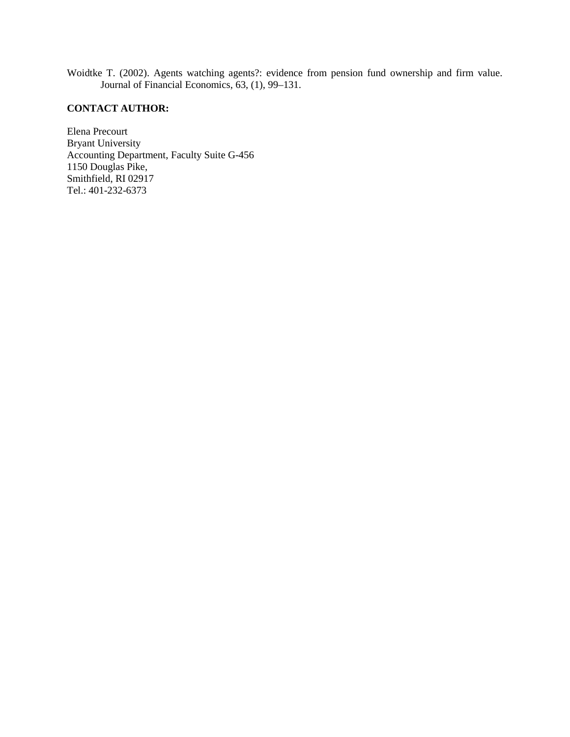Woidtke T. (2002). Agents watching agents?: evidence from pension fund ownership and firm value. Journal of Financial Economics, 63, (1), 99–131.

**CONTACT AUTHOR:**

Elena Precourt
Bryant University
Accounting Department, Faculty Suite G-456
1150 Douglas Pike,
Smithfield, RI 02917
Tel.: 401-232-6373